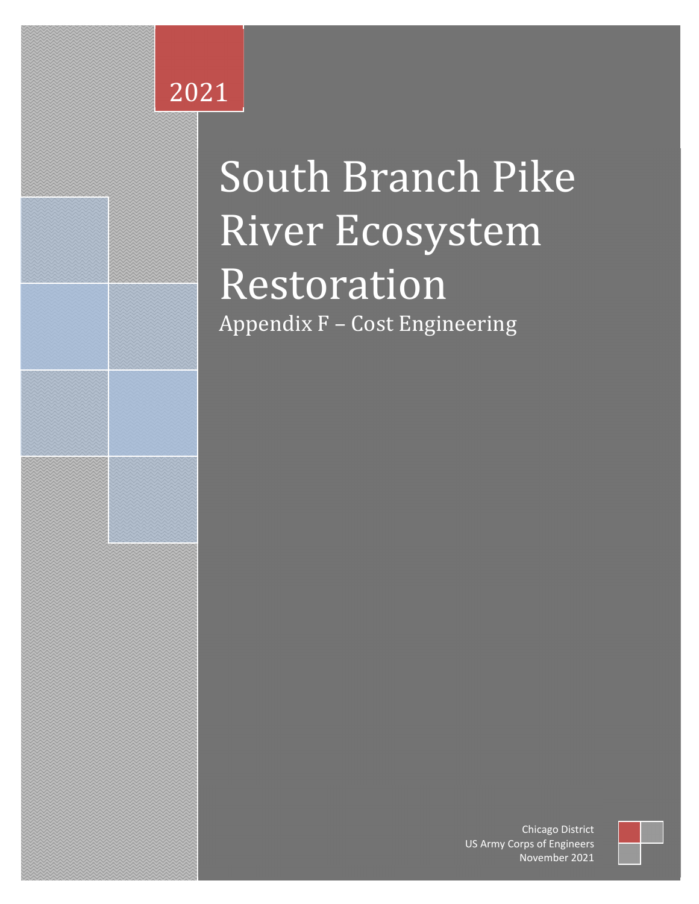2021

# South Branch Pike River Ecosystem Restoration

## Appendix F – Cost Engineering

Chicago District
US Army Corps of Engineers
November 2021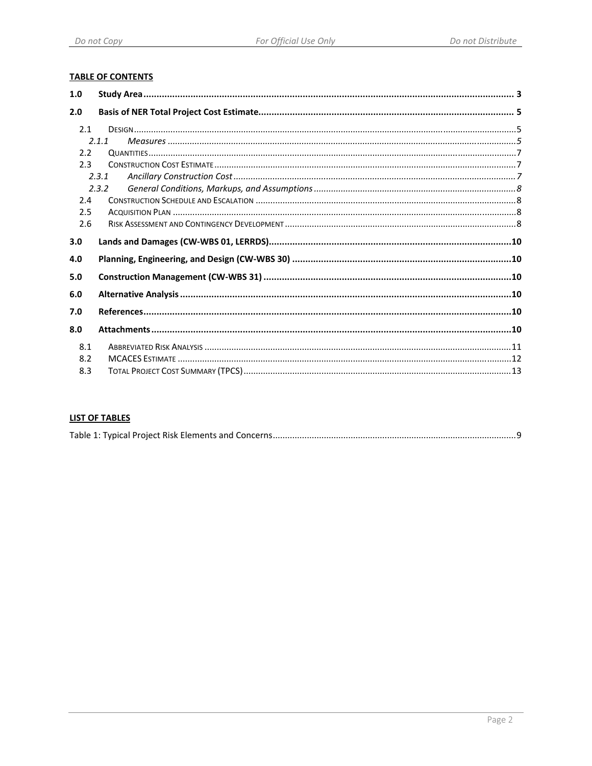**TABLE OF CONTENTS**

| | | |
|---|---|---|
| **1.0** | **Study Area** | **3** |
| **2.0** | **Basis of NER Total Project Cost Estimate** | **5** |
| 2.1 | DESIGN | 5 |
| *2.1.1* | *Measures* | *5* |
| 2.2 | QUANTITIES | 7 |
| 2.3 | CONSTRUCTION COST ESTIMATE | 7 |
| *2.3.1* | *Ancillary Construction Cost* | *7* |
| *2.3.2* | *General Conditions, Markups, and Assumptions* | *8* |
| 2.4 | CONSTRUCTION SCHEDULE AND ESCALATION | 8 |
| 2.5 | ACQUISITION PLAN | 8 |
| 2.6 | RISK ASSESSMENT AND CONTINGENCY DEVELOPMENT | 8 |
| **3.0** | **Lands and Damages (CW-WBS 01, LERRDS)** | **10** |
| **4.0** | **Planning, Engineering, and Design (CW-WBS 30)** | **10** |
| **5.0** | **Construction Management (CW-WBS 31)** | **10** |
| **6.0** | **Alternative Analysis** | **10** |
| **7.0** | **References** | **10** |
| **8.0** | **Attachments** | **10** |
| 8.1 | ABBREVIATED RISK ANALYSIS | 11 |
| 8.2 | MCACES ESTIMATE | 12 |
| 8.3 | TOTAL PROJECT COST SUMMARY (TPCS) | 13 |

**LIST OF TABLES**

Table 1: Typical Project Risk Elements and Concerns .......... 9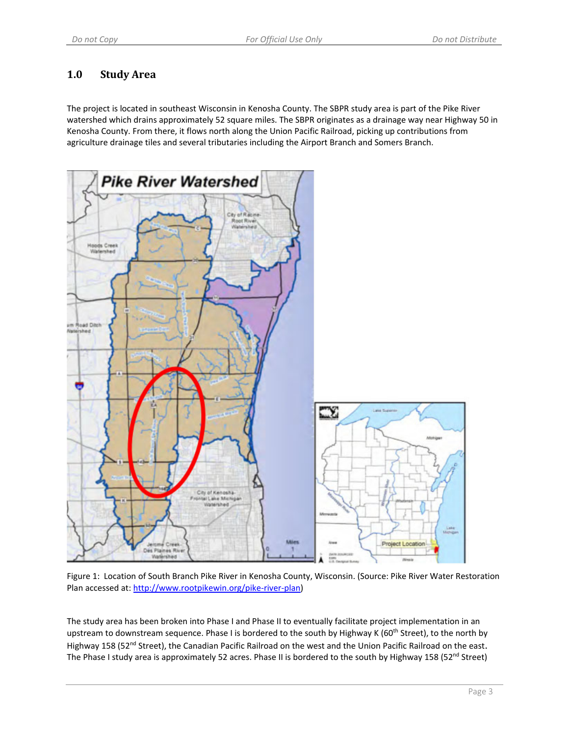## 1.0 Study Area

The project is located in southeast Wisconsin in Kenosha County. The SBPR study area is part of the Pike River watershed which drains approximately 52 square miles. The SBPR originates as a drainage way near Highway 50 in Kenosha County. From there, it flows north along the Union Pacific Railroad, picking up contributions from agriculture drainage tiles and several tributaries including the Airport Branch and Somers Branch.

Figure 1: Location of South Branch Pike River in Kenosha County, Wisconsin. (Source: Pike River Water Restoration Plan accessed at: http://www.rootpikewin.org/pike-river-plan)

The study area has been broken into Phase I and Phase II to eventually facilitate project implementation in an upstream to downstream sequence. Phase I is bordered to the south by Highway K (60th Street), to the north by Highway 158 (52nd Street), the Canadian Pacific Railroad on the west and the Union Pacific Railroad on the east. The Phase I study area is approximately 52 acres. Phase II is bordered to the south by Highway 158 (52nd Street)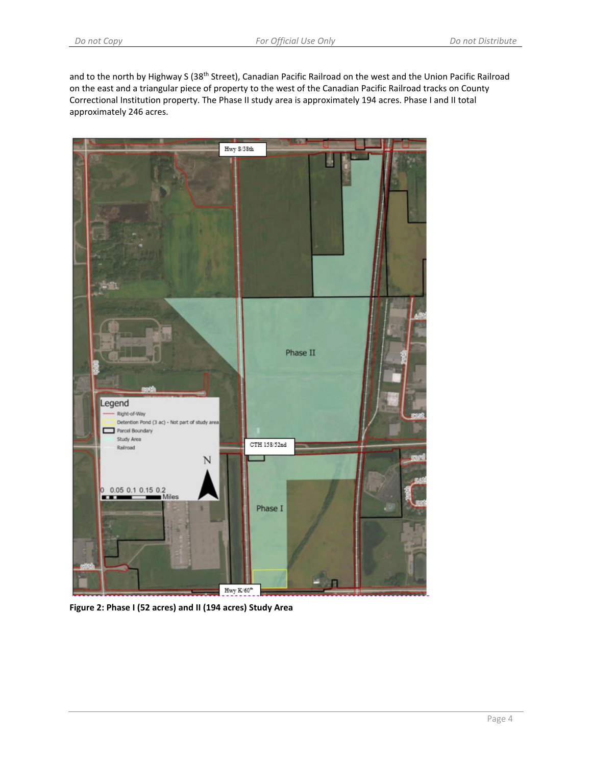and to the north by Highway S (38th Street), Canadian Pacific Railroad on the west and the Union Pacific Railroad on the east and a triangular piece of property to the west of the Canadian Pacific Railroad tracks on County Correctional Institution property. The Phase II study area is approximately 194 acres. Phase I and II total approximately 246 acres.

**Figure 2: Phase I (52 acres) and II (194 acres) Study Area**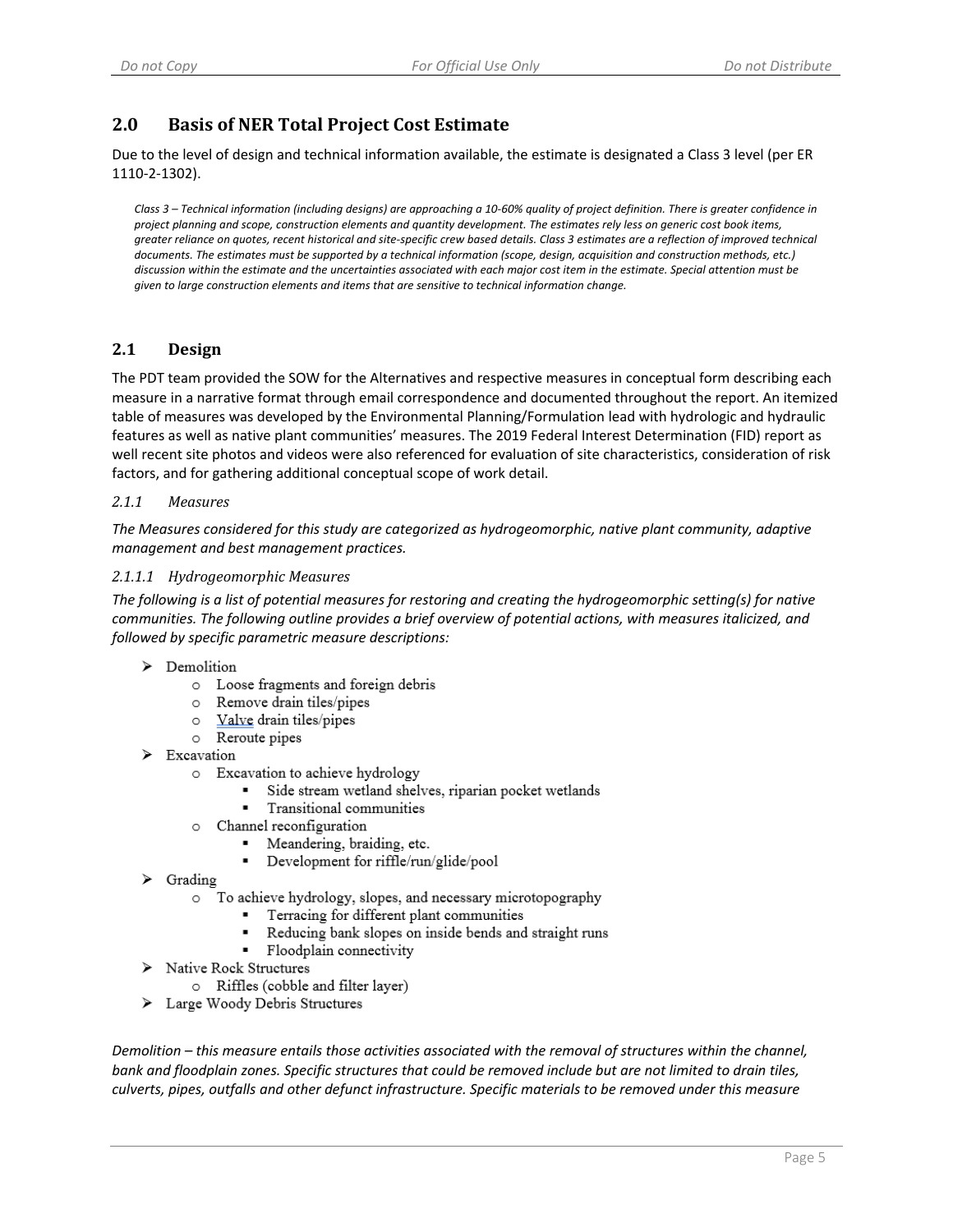## 2.0 Basis of NER Total Project Cost Estimate

Due to the level of design and technical information available, the estimate is designated a Class 3 level (per ER 1110-2-1302).

*Class 3 – Technical information (including designs) are approaching a 10-60% quality of project definition. There is greater confidence in project planning and scope, construction elements and quantity development. The estimates rely less on generic cost book items, greater reliance on quotes, recent historical and site-specific crew based details. Class 3 estimates are a reflection of improved technical documents. The estimates must be supported by a technical information (scope, design, acquisition and construction methods, etc.) discussion within the estimate and the uncertainties associated with each major cost item in the estimate. Special attention must be given to large construction elements and items that are sensitive to technical information change.*

## 2.1 Design

The PDT team provided the SOW for the Alternatives and respective measures in conceptual form describing each measure in a narrative format through email correspondence and documented throughout the report. An itemized table of measures was developed by the Environmental Planning/Formulation lead with hydrologic and hydraulic features as well as native plant communities' measures. The 2019 Federal Interest Determination (FID) report as well recent site photos and videos were also referenced for evaluation of site characteristics, consideration of risk factors, and for gathering additional conceptual scope of work detail.

### *2.1.1 Measures*

*The Measures considered for this study are categorized as hydrogeomorphic, native plant community, adaptive management and best management practices.*

#### *2.1.1.1 Hydrogeomorphic Measures*

*The following is a list of potential measures for restoring and creating the hydrogeomorphic setting(s) for native communities. The following outline provides a brief overview of potential actions, with measures italicized, and followed by specific parametric measure descriptions:*

- Demolition
  - Loose fragments and foreign debris
  - Remove drain tiles/pipes
  - Valve drain tiles/pipes
  - Reroute pipes
- Excavation
  - Excavation to achieve hydrology
    - Side stream wetland shelves, riparian pocket wetlands
    - Transitional communities
  - Channel reconfiguration
    - Meandering, braiding, etc.
    - Development for riffle/run/glide/pool
- Grading
  - To achieve hydrology, slopes, and necessary microtopography
    - Terracing for different plant communities
    - Reducing bank slopes on inside bends and straight runs
    - Floodplain connectivity
- Native Rock Structures
  - Riffles (cobble and filter layer)
- Large Woody Debris Structures

*Demolition – this measure entails those activities associated with the removal of structures within the channel, bank and floodplain zones. Specific structures that could be removed include but are not limited to drain tiles, culverts, pipes, outfalls and other defunct infrastructure. Specific materials to be removed under this measure*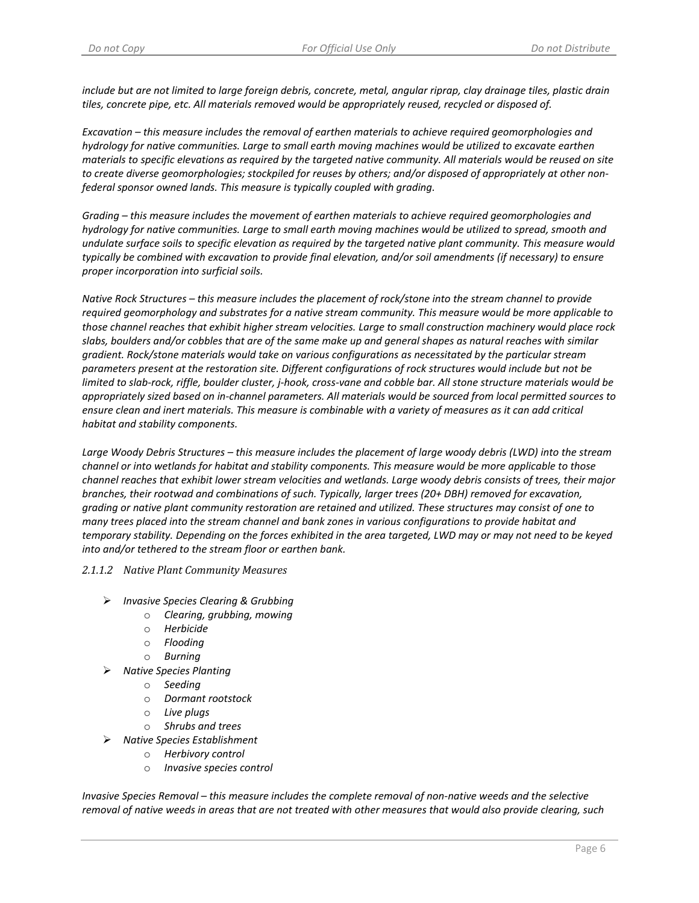*include but are not limited to large foreign debris, concrete, metal, angular riprap, clay drainage tiles, plastic drain tiles, concrete pipe, etc. All materials removed would be appropriately reused, recycled or disposed of.*

*Excavation – this measure includes the removal of earthen materials to achieve required geomorphologies and hydrology for native communities. Large to small earth moving machines would be utilized to excavate earthen materials to specific elevations as required by the targeted native community. All materials would be reused on site to create diverse geomorphologies; stockpiled for reuses by others; and/or disposed of appropriately at other non-federal sponsor owned lands. This measure is typically coupled with grading.*

*Grading – this measure includes the movement of earthen materials to achieve required geomorphologies and hydrology for native communities. Large to small earth moving machines would be utilized to spread, smooth and undulate surface soils to specific elevation as required by the targeted native plant community. This measure would typically be combined with excavation to provide final elevation, and/or soil amendments (if necessary) to ensure proper incorporation into surficial soils.*

*Native Rock Structures – this measure includes the placement of rock/stone into the stream channel to provide required geomorphology and substrates for a native stream community. This measure would be more applicable to those channel reaches that exhibit higher stream velocities. Large to small construction machinery would place rock slabs, boulders and/or cobbles that are of the same make up and general shapes as natural reaches with similar gradient. Rock/stone materials would take on various configurations as necessitated by the particular stream parameters present at the restoration site. Different configurations of rock structures would include but not be limited to slab-rock, riffle, boulder cluster, j-hook, cross-vane and cobble bar. All stone structure materials would be appropriately sized based on in-channel parameters. All materials would be sourced from local permitted sources to ensure clean and inert materials. This measure is combinable with a variety of measures as it can add critical habitat and stability components.*

*Large Woody Debris Structures – this measure includes the placement of large woody debris (LWD) into the stream channel or into wetlands for habitat and stability components. This measure would be more applicable to those channel reaches that exhibit lower stream velocities and wetlands. Large woody debris consists of trees, their major branches, their rootwad and combinations of such. Typically, larger trees (20+ DBH) removed for excavation, grading or native plant community restoration are retained and utilized. These structures may consist of one to many trees placed into the stream channel and bank zones in various configurations to provide habitat and temporary stability. Depending on the forces exhibited in the area targeted, LWD may or may not need to be keyed into and/or tethered to the stream floor or earthen bank.*

#### *2.1.1.2 Native Plant Community Measures*

- *Invasive Species Clearing & Grubbing*
  - *Clearing, grubbing, mowing*
  - *Herbicide*
  - *Flooding*
  - *Burning*
- *Native Species Planting*
  - *Seeding*
  - *Dormant rootstock*
  - *Live plugs*
  - *Shrubs and trees*
- *Native Species Establishment*
  - *Herbivory control*
  - *Invasive species control*

*Invasive Species Removal – this measure includes the complete removal of non-native weeds and the selective removal of native weeds in areas that are not treated with other measures that would also provide clearing, such*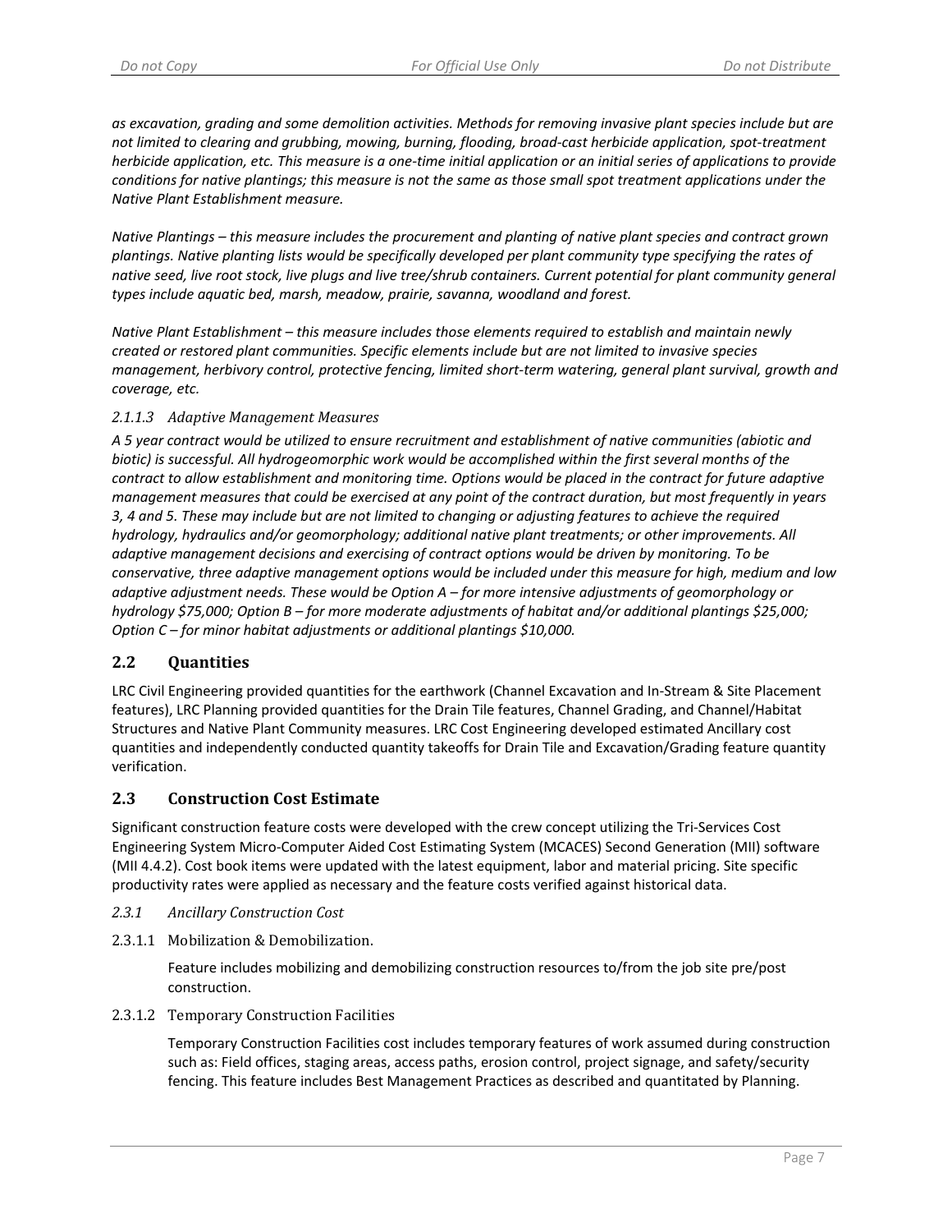*as excavation, grading and some demolition activities. Methods for removing invasive plant species include but are not limited to clearing and grubbing, mowing, burning, flooding, broad-cast herbicide application, spot-treatment herbicide application, etc. This measure is a one-time initial application or an initial series of applications to provide conditions for native plantings; this measure is not the same as those small spot treatment applications under the Native Plant Establishment measure.*

*Native Plantings – this measure includes the procurement and planting of native plant species and contract grown plantings. Native planting lists would be specifically developed per plant community type specifying the rates of native seed, live root stock, live plugs and live tree/shrub containers. Current potential for plant community general types include aquatic bed, marsh, meadow, prairie, savanna, woodland and forest.*

*Native Plant Establishment – this measure includes those elements required to establish and maintain newly created or restored plant communities. Specific elements include but are not limited to invasive species management, herbivory control, protective fencing, limited short-term watering, general plant survival, growth and coverage, etc.*

#### *2.1.1.3 Adaptive Management Measures*

*A 5 year contract would be utilized to ensure recruitment and establishment of native communities (abiotic and biotic) is successful. All hydrogeomorphic work would be accomplished within the first several months of the contract to allow establishment and monitoring time. Options would be placed in the contract for future adaptive management measures that could be exercised at any point of the contract duration, but most frequently in years 3, 4 and 5. These may include but are not limited to changing or adjusting features to achieve the required hydrology, hydraulics and/or geomorphology; additional native plant treatments; or other improvements. All adaptive management decisions and exercising of contract options would be driven by monitoring. To be conservative, three adaptive management options would be included under this measure for high, medium and low adaptive adjustment needs. These would be Option A – for more intensive adjustments of geomorphology or hydrology $75,000; Option B – for more moderate adjustments of habitat and/or additional plantings $25,000; Option C – for minor habitat adjustments or additional plantings $10,000.*

## 2.2 Quantities

LRC Civil Engineering provided quantities for the earthwork (Channel Excavation and In-Stream & Site Placement features), LRC Planning provided quantities for the Drain Tile features, Channel Grading, and Channel/Habitat Structures and Native Plant Community measures. LRC Cost Engineering developed estimated Ancillary cost quantities and independently conducted quantity takeoffs for Drain Tile and Excavation/Grading feature quantity verification.

## 2.3 Construction Cost Estimate

Significant construction feature costs were developed with the crew concept utilizing the Tri-Services Cost Engineering System Micro-Computer Aided Cost Estimating System (MCACES) Second Generation (MII) software (MII 4.4.2). Cost book items were updated with the latest equipment, labor and material pricing. Site specific productivity rates were applied as necessary and the feature costs verified against historical data.

### *2.3.1 Ancillary Construction Cost*

#### 2.3.1.1 Mobilization & Demobilization.

Feature includes mobilizing and demobilizing construction resources to/from the job site pre/post construction.

#### 2.3.1.2 Temporary Construction Facilities

Temporary Construction Facilities cost includes temporary features of work assumed during construction such as: Field offices, staging areas, access paths, erosion control, project signage, and safety/security fencing. This feature includes Best Management Practices as described and quantitated by Planning.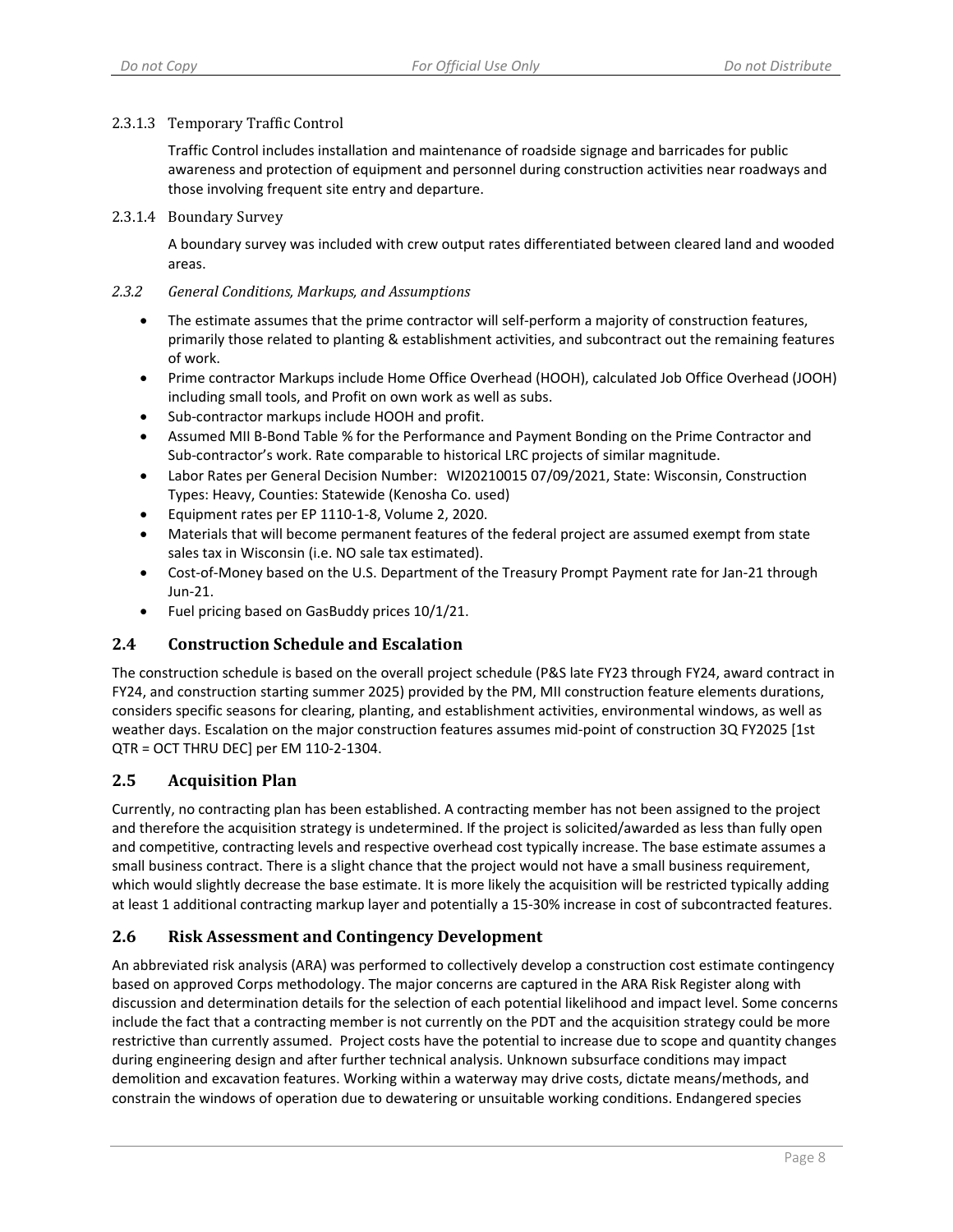#### 2.3.1.3 Temporary Traffic Control

Traffic Control includes installation and maintenance of roadside signage and barricades for public awareness and protection of equipment and personnel during construction activities near roadways and those involving frequent site entry and departure.

#### 2.3.1.4 Boundary Survey

A boundary survey was included with crew output rates differentiated between cleared land and wooded areas.

### *2.3.2 General Conditions, Markups, and Assumptions*

- The estimate assumes that the prime contractor will self-perform a majority of construction features, primarily those related to planting & establishment activities, and subcontract out the remaining features of work.
- Prime contractor Markups include Home Office Overhead (HOOH), calculated Job Office Overhead (JOOH) including small tools, and Profit on own work as well as subs.
- Sub-contractor markups include HOOH and profit.
- Assumed MII B-Bond Table % for the Performance and Payment Bonding on the Prime Contractor and Sub-contractor's work. Rate comparable to historical LRC projects of similar magnitude.
- Labor Rates per General Decision Number: WI20210015 07/09/2021, State: Wisconsin, Construction Types: Heavy, Counties: Statewide (Kenosha Co. used)
- Equipment rates per EP 1110-1-8, Volume 2, 2020.
- Materials that will become permanent features of the federal project are assumed exempt from state sales tax in Wisconsin (i.e. NO sale tax estimated).
- Cost-of-Money based on the U.S. Department of the Treasury Prompt Payment rate for Jan-21 through Jun-21.
- Fuel pricing based on GasBuddy prices 10/1/21.

## 2.4 Construction Schedule and Escalation

The construction schedule is based on the overall project schedule (P&S late FY23 through FY24, award contract in FY24, and construction starting summer 2025) provided by the PM, MII construction feature elements durations, considers specific seasons for clearing, planting, and establishment activities, environmental windows, as well as weather days. Escalation on the major construction features assumes mid-point of construction 3Q FY2025 [1st QTR = OCT THRU DEC] per EM 110-2-1304.

## 2.5 Acquisition Plan

Currently, no contracting plan has been established. A contracting member has not been assigned to the project and therefore the acquisition strategy is undetermined. If the project is solicited/awarded as less than fully open and competitive, contracting levels and respective overhead cost typically increase. The base estimate assumes a small business contract. There is a slight chance that the project would not have a small business requirement, which would slightly decrease the base estimate. It is more likely the acquisition will be restricted typically adding at least 1 additional contracting markup layer and potentially a 15-30% increase in cost of subcontracted features.

## 2.6 Risk Assessment and Contingency Development

An abbreviated risk analysis (ARA) was performed to collectively develop a construction cost estimate contingency based on approved Corps methodology. The major concerns are captured in the ARA Risk Register along with discussion and determination details for the selection of each potential likelihood and impact level. Some concerns include the fact that a contracting member is not currently on the PDT and the acquisition strategy could be more restrictive than currently assumed. Project costs have the potential to increase due to scope and quantity changes during engineering design and after further technical analysis. Unknown subsurface conditions may impact demolition and excavation features. Working within a waterway may drive costs, dictate means/methods, and constrain the windows of operation due to dewatering or unsuitable working conditions. Endangered species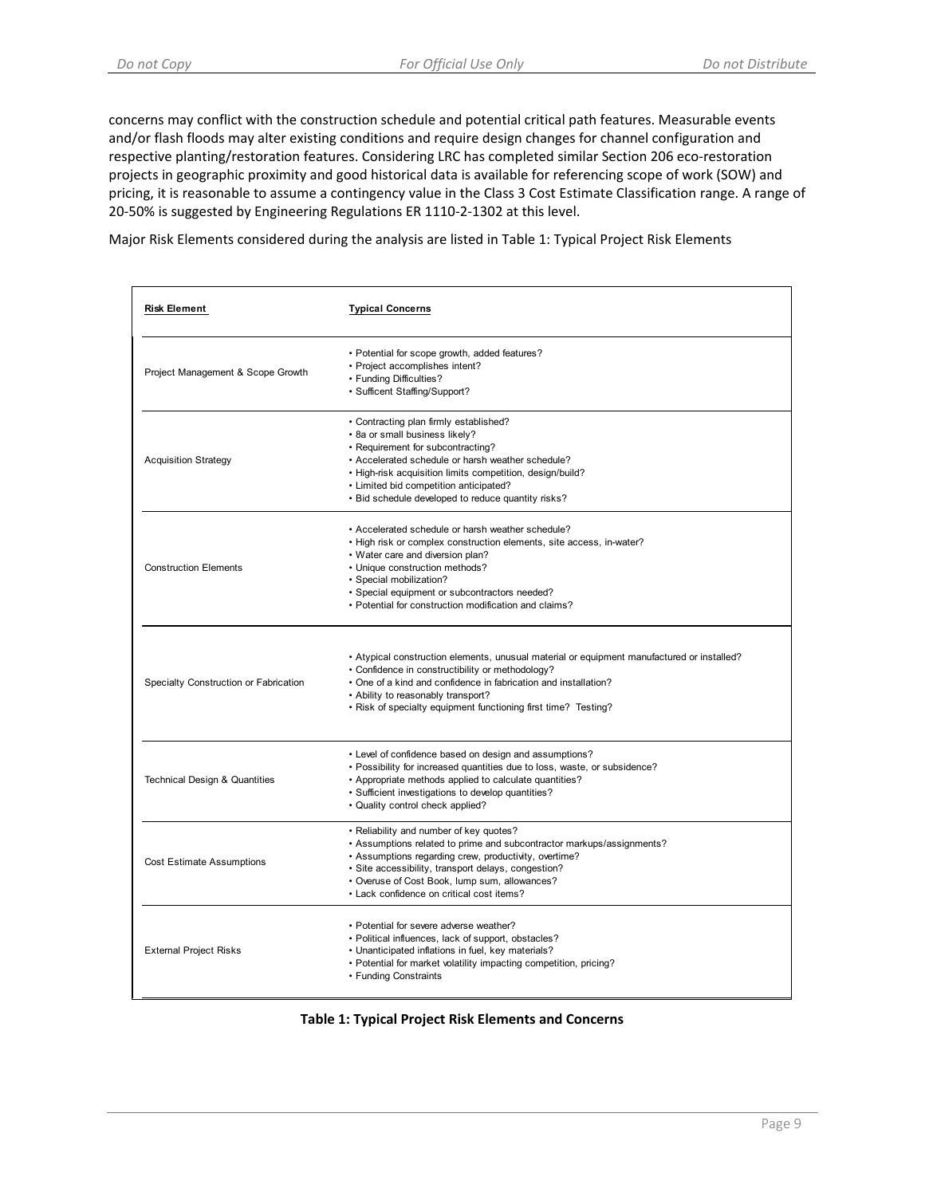concerns may conflict with the construction schedule and potential critical path features. Measurable events and/or flash floods may alter existing conditions and require design changes for channel configuration and respective planting/restoration features. Considering LRC has completed similar Section 206 eco-restoration projects in geographic proximity and good historical data is available for referencing scope of work (SOW) and pricing, it is reasonable to assume a contingency value in the Class 3 Cost Estimate Classification range. A range of 20-50% is suggested by Engineering Regulations ER 1110-2-1302 at this level.

Major Risk Elements considered during the analysis are listed in Table 1: Typical Project Risk Elements

| **Risk Element** | **Typical Concerns** |
|---|---|
| Project Management & Scope Growth | • Potential for scope growth, added features?<br>• Project accomplishes intent?<br>• Funding Difficulties?<br>• Sufficent Staffing/Support? |
| Acquisition Strategy | • Contracting plan firmly established?<br>• 8a or small business likely?<br>• Requirement for subcontracting?<br>• Accelerated schedule or harsh weather schedule?<br>• High-risk acquisition limits competition, design/build?<br>• Limited bid competition anticipated?<br>• Bid schedule developed to reduce quantity risks? |
| Construction Elements | • Accelerated schedule or harsh weather schedule?<br>• High risk or complex construction elements, site access, in-water?<br>• Water care and diversion plan?<br>• Unique construction methods?<br>• Special mobilization?<br>• Special equipment or subcontractors needed?<br>• Potential for construction modification and claims? |
| Specialty Construction or Fabrication | • Atypical construction elements, unusual material or equipment manufactured or installed?<br>• Confidence in constructibility or methodology?<br>• One of a kind and confidence in fabrication and installation?<br>• Ability to reasonably transport?<br>• Risk of specialty equipment functioning first time? Testing? |
| Technical Design & Quantities | • Level of confidence based on design and assumptions?<br>• Possibility for increased quantities due to loss, waste, or subsidence?<br>• Appropriate methods applied to calculate quantities?<br>• Sufficient investigations to develop quantities?<br>• Quality control check applied? |
| Cost Estimate Assumptions | • Reliability and number of key quotes?<br>• Assumptions related to prime and subcontractor markups/assignments?<br>• Assumptions regarding crew, productivity, overtime?<br>• Site accessibility, transport delays, congestion?<br>• Overuse of Cost Book, lump sum, allowances?<br>• Lack confidence on critical cost items? |
| External Project Risks | • Potential for severe adverse weather?<br>• Political influences, lack of support, obstacles?<br>• Unanticipated inflations in fuel, key materials?<br>• Potential for market volatility impacting competition, pricing?<br>• Funding Constraints |

**Table 1: Typical Project Risk Elements and Concerns**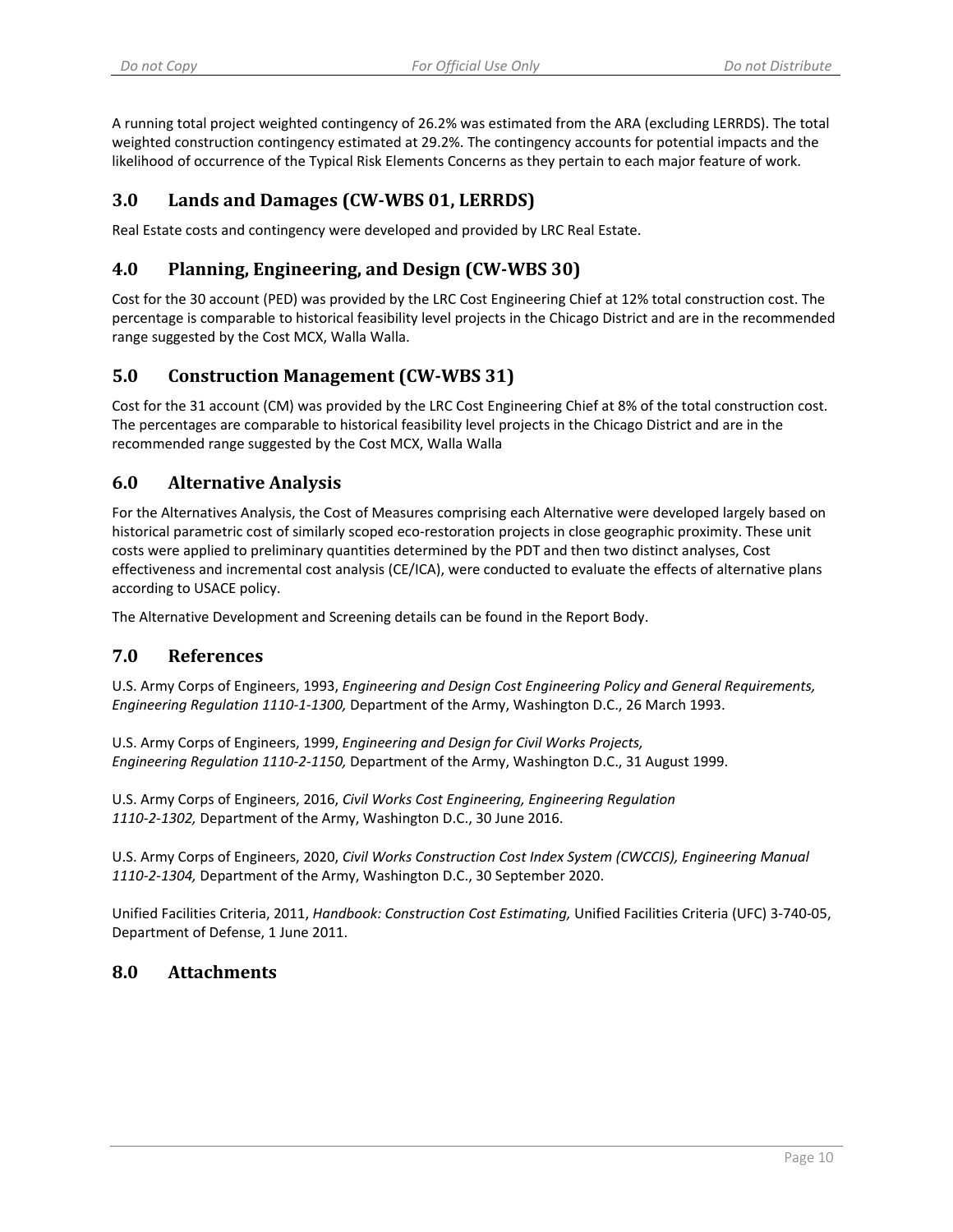A running total project weighted contingency of 26.2% was estimated from the ARA (excluding LERRDS). The total weighted construction contingency estimated at 29.2%. The contingency accounts for potential impacts and the likelihood of occurrence of the Typical Risk Elements Concerns as they pertain to each major feature of work.

## 3.0 Lands and Damages (CW-WBS 01, LERRDS)

Real Estate costs and contingency were developed and provided by LRC Real Estate.

## 4.0 Planning, Engineering, and Design (CW-WBS 30)

Cost for the 30 account (PED) was provided by the LRC Cost Engineering Chief at 12% total construction cost. The percentage is comparable to historical feasibility level projects in the Chicago District and are in the recommended range suggested by the Cost MCX, Walla Walla.

## 5.0 Construction Management (CW-WBS 31)

Cost for the 31 account (CM) was provided by the LRC Cost Engineering Chief at 8% of the total construction cost. The percentages are comparable to historical feasibility level projects in the Chicago District and are in the recommended range suggested by the Cost MCX, Walla Walla

## 6.0 Alternative Analysis

For the Alternatives Analysis, the Cost of Measures comprising each Alternative were developed largely based on historical parametric cost of similarly scoped eco-restoration projects in close geographic proximity. These unit costs were applied to preliminary quantities determined by the PDT and then two distinct analyses, Cost effectiveness and incremental cost analysis (CE/ICA), were conducted to evaluate the effects of alternative plans according to USACE policy.

The Alternative Development and Screening details can be found in the Report Body.

## 7.0 References

U.S. Army Corps of Engineers, 1993, *Engineering and Design Cost Engineering Policy and General Requirements, Engineering Regulation 1110-1-1300,* Department of the Army, Washington D.C., 26 March 1993.

U.S. Army Corps of Engineers, 1999, *Engineering and Design for Civil Works Projects, Engineering Regulation 1110-2-1150,* Department of the Army, Washington D.C., 31 August 1999.

U.S. Army Corps of Engineers, 2016, *Civil Works Cost Engineering, Engineering Regulation 1110-2-1302,* Department of the Army, Washington D.C., 30 June 2016.

U.S. Army Corps of Engineers, 2020, *Civil Works Construction Cost Index System (CWCCIS), Engineering Manual 1110-2-1304,* Department of the Army, Washington D.C., 30 September 2020.

Unified Facilities Criteria, 2011, *Handbook: Construction Cost Estimating,* Unified Facilities Criteria (UFC) 3-740-05, Department of Defense, 1 June 2011.

## 8.0 Attachments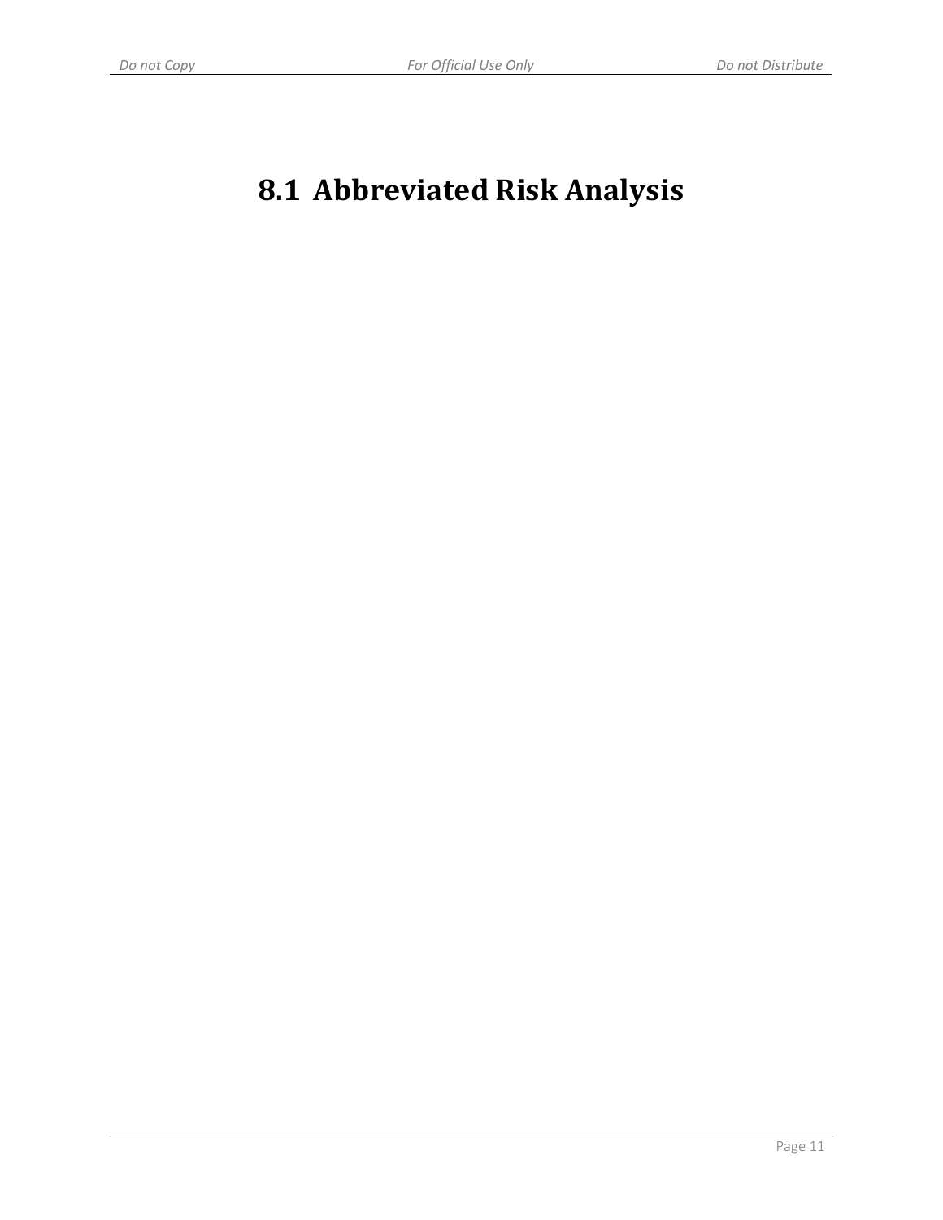# 8.1 Abbreviated Risk Analysis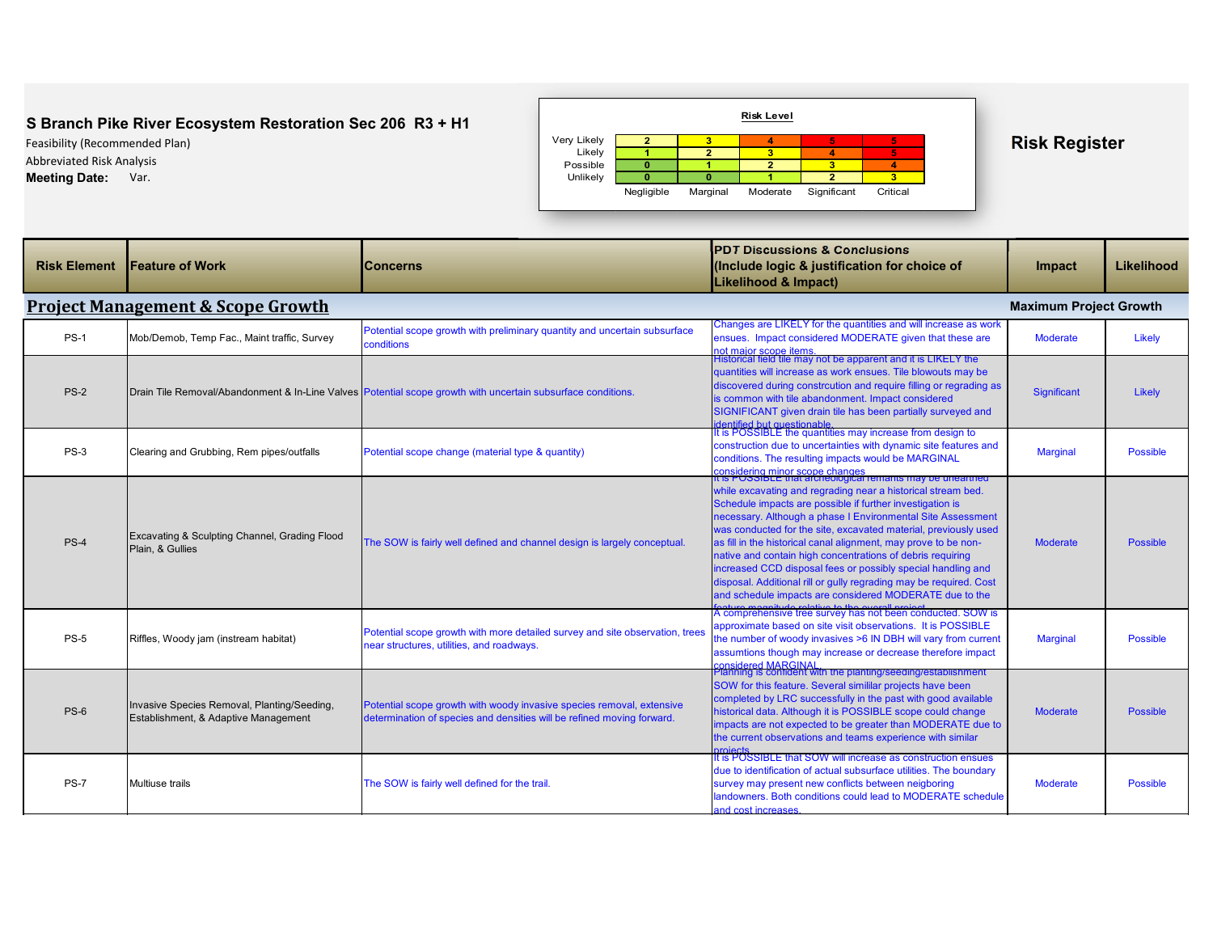**S Branch Pike River Ecosystem Restoration Sec 206 R3 + H1**

Feasibility (Recommended Plan)

Abbreviated Risk Analysis

**Meeting Date:** Var.

**Risk Level**

| | Negligible | Marginal | Moderate | Significant | Critical |
|---|---|---|---|---|---|
| Very Likely | 2 | 3 | 4 | 5 | 5 |
| Likely | 1 | 2 | 3 | 4 | 5 |
| Possible | 0 | 1 | 2 | 3 | 4 |
| Unlikely | 0 | 0 | 1 | 2 | 3 |

## Risk Register

| Risk Element | Feature of Work | Concerns | PDT Discussions & Conclusions (Include logic & justification for choice of Likelihood & Impact) | Impact | Likelihood |
|---|---|---|---|---|---|
| **Project Management & Scope Growth** | | | | **Maximum Project Growth** | |
| PS-1 | Mob/Demob, Temp Fac., Maint traffic, Survey | Potential scope growth with preliminary quantity and uncertain subsurface conditions | Changes are LIKELY for the quantities and will increase as work ensues. Impact considered MODERATE given that these are not major scope items. | Moderate | Likely |
| PS-2 | Drain Tile Removal/Abandonment & In-Line Valves | Potential scope growth with uncertain subsurface conditions. | Historical field tile may not be apparent and it is LIKELY the quantities will increase as work ensues. Tile blowouts may be discovered during constrcution and require filling or regrading as is common with tile abandonment. Impact considered SIGNIFICANT given drain tile has been partially surveyed and identified but questionable. | Significant | Likely |
| PS-3 | Clearing and Grubbing, Rem pipes/outfalls | Potential scope change (material type & quantity) | It is POSSIBLE the quantities may increase from design to construction due to uncertainties with dynamic site features and conditions. The resulting impacts would be MARGINAL considering minor scope changes | Marginal | Possible |
| PS-4 | Excavating & Sculpting Channel, Grading Flood Plain, & Gullies | The SOW is fairly well defined and channel design is largely conceptual. | It is POSSIBLE that archeological remants may be unearthed while excavating and regrading near a historical stream bed. Schedule impacts are possible if further investigation is necessary. Although a phase I Environmental Site Assessment was conducted for the site, excavated material, previously used as fill in the historical canal alignment, may prove to be non-native and contain high concentrations of debris requiring increased CCD disposal fees or possibly special handling and disposal. Additional rill or gully regrading may be required. Cost and schedule impacts are considered MODERATE due to the feature magnitude relative to the overall project. | Moderate | Possible |
| PS-5 | Riffles, Woody jam (instream habitat) | Potential scope growth with more detailed survey and site observation, trees near structures, utilities, and roadways. | A comprehensive tree survey has not been conducted. SOW is approximate based on site visit observations. It is POSSIBLE the number of woody invasives >6 IN DBH will vary from current assumtions though may increase or decrease therefore impact considered MARGINAL. | Marginal | Possible |
| PS-6 | Invasive Species Removal, Planting/Seeding, Establishment, & Adaptive Management | Potential scope growth with woody invasive species removal, extensive determination of species and densities will be refined moving forward. | Planning is confident with the planting/seeding/establishment SOW for this feature. Several simililar projects have been completed by LRC successfully in the past with good available historical data. Although it is POSSIBLE scope could change impacts are not expected to be greater than MODERATE due to the current observations and teams experience with similar projects. | Moderate | Possible |
| PS-7 | Multiuse trails | The SOW is fairly well defined for the trail. | It is POSSIBLE that SOW will increase as construction ensues due to identification of actual subsurface utilities. The boundary survey may present new conflicts between neigboring landowners. Both conditions could lead to MODERATE schedule and cost increases. | Moderate | Possible |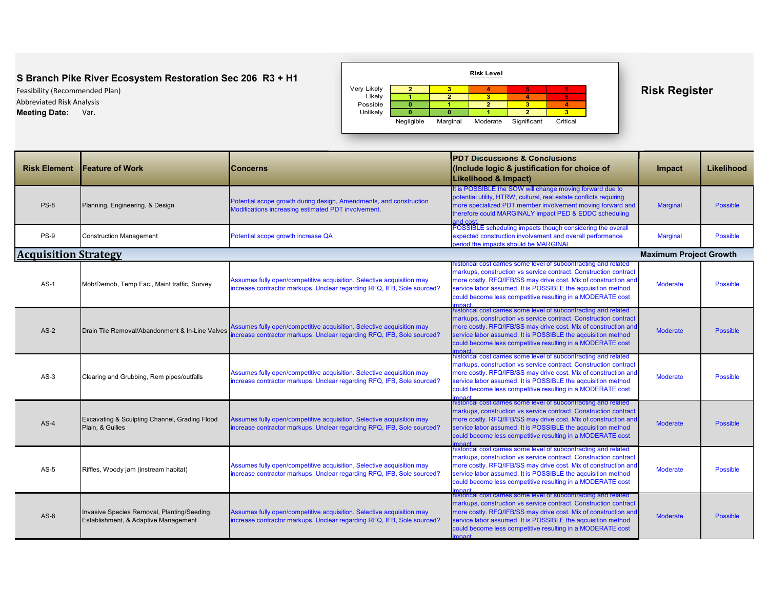**S Branch Pike River Ecosystem Restoration Sec 206 R3 + H1**

Feasibility (Recommended Plan)

Abbreviated Risk Analysis

**Meeting Date:** Var.

**Risk Level**

| | Negligible | Marginal | Moderate | Significant | Critical |
|---|---|---|---|---|---|
| Very Likely | 2 | 3 | 4 | 5 | 5 |
| Likely | 1 | 2 | 3 | 4 | 5 |
| Possible | 0 | 1 | 2 | 3 | 4 |
| Unlikely | 0 | 0 | 1 | 2 | 3 |

## Risk Register

| Risk Element | Feature of Work | Concerns | PDT Discussions & Conclusions (Include logic & justification for choice of Likelihood & Impact) | Impact | Likelihood |
|---|---|---|---|---|---|
| PS-8 | Planning, Engineering, & Design | Potential scope growth during design, Amendments, and construction Modifications increasing estimated PDT involvement. | It is POSSIBLE the SOW will change moving forward due to potential utility, HTRW, cultural, real estate conflicts requiring more specialized PDT member involvement moving forward and therefore could MARGINALY impact PED & EDDC scheduling and cost. | Marginal | Possible |
| PS-9 | Construction Management | Potential scope growth increase QA | POSSIBLE scheduling impacts though considering the overall expected construction involvement and overall performance period the impacts should be MARGINAL | Marginal | Possible |
| **Acquisition Strategy** | | | | **Maximum Project Growth** | |
| AS-1 | Mob/Demob, Temp Fac., Maint traffic, Survey | Assumes fully open/competitive acquisition. Selective acquisition may increase contractor markups. Unclear regarding RFQ, IFB, Sole sourced? | historical cost carries some level of subcontracting and related markups, construction vs service contract. Construction contract more costly. RFQ/IFB/SS may drive cost. Mix of construction and service labor assumed. It is POSSIBLE the aqcuisition method could become less competitive resulting in a MODERATE cost impact. | Moderate | Possible |
| AS-2 | Drain Tile Removal/Abandonment & In-Line Valves | Assumes fully open/competitive acquisition. Selective acquisition may increase contractor markups. Unclear regarding RFQ, IFB, Sole sourced? | historical cost carries some level of subcontracting and related markups, construction vs service contract. Construction contract more costly. RFQ/IFB/SS may drive cost. Mix of construction and service labor assumed. It is POSSIBLE the aqcuisition method could become less competitive resulting in a MODERATE cost impact. | Moderate | Possible |
| AS-3 | Clearing and Grubbing, Rem pipes/outfalls | Assumes fully open/competitive acquisition. Selective acquisition may increase contractor markups. Unclear regarding RFQ, IFB, Sole sourced? | historical cost carries some level of subcontracting and related markups, construction vs service contract. Construction contract more costly. RFQ/IFB/SS may drive cost. Mix of construction and service labor assumed. It is POSSIBLE the aqcuisition method could become less competitive resulting in a MODERATE cost impact. | Moderate | Possible |
| AS-4 | Excavating & Sculpting Channel, Grading Flood Plain, & Gullies | Assumes fully open/competitive acquisition. Selective acquisition may increase contractor markups. Unclear regarding RFQ, IFB, Sole sourced? | historical cost carries some level of subcontracting and related markups, construction vs service contract. Construction contract more costly. RFQ/IFB/SS may drive cost. Mix of construction and service labor assumed. It is POSSIBLE the aqcuisition method could become less competitive resulting in a MODERATE cost impact. | Moderate | Possible |
| AS-5 | Riffles, Woody jam (instream habitat) | Assumes fully open/competitive acquisition. Selective acquisition may increase contractor markups. Unclear regarding RFQ, IFB, Sole sourced? | historical cost carries some level of subcontracting and related markups, construction vs service contract. Construction contract more costly. RFQ/IFB/SS may drive cost. Mix of construction and service labor assumed. It is POSSIBLE the aqcuisition method could become less competitive resulting in a MODERATE cost impact. | Moderate | Possible |
| AS-6 | Invasive Species Removal, Planting/Seeding, Establishment, & Adaptive Management | Assumes fully open/competitive acquisition. Selective acquisition may increase contractor markups. Unclear regarding RFQ, IFB, Sole sourced? | historical cost carries some level of subcontracting and related markups, construction vs service contract. Construction contract more costly. RFQ/IFB/SS may drive cost. Mix of construction and service labor assumed. It is POSSIBLE the aqcuisition method could become less competitive resulting in a MODERATE cost impact. | Moderate | Possible |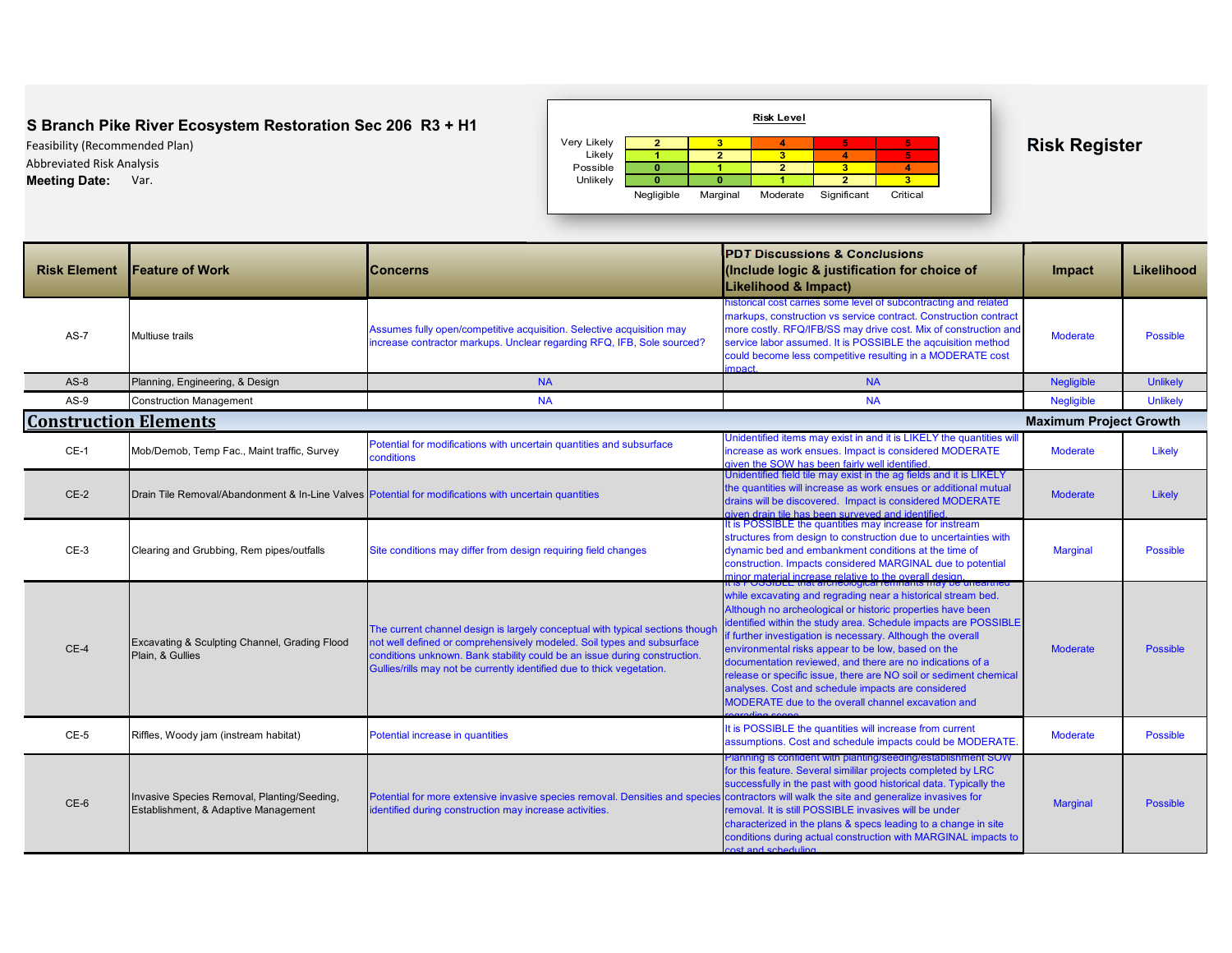**S Branch Pike River Ecosystem Restoration Sec 206 R3 + H1**

Feasibility (Recommended Plan)

Abbreviated Risk Analysis

**Meeting Date:** Var.

**Risk Level**

| | Negligible | Marginal | Moderate | Significant | Critical |
|---|---|---|---|---|---|
| Very Likely | 2 | 3 | 4 | 5 | 5 |
| Likely | 1 | 2 | 3 | 4 | 5 |
| Possible | 0 | 1 | 2 | 3 | 4 |
| Unlikely | 0 | 0 | 1 | 2 | 3 |

## Risk Register

| Risk Element | Feature of Work | Concerns | PDT Discussions & Conclusions (Include logic & justification for choice of Likelihood & Impact) | Impact | Likelihood |
|---|---|---|---|---|---|
| AS-7 | Multiuse trails | Assumes fully open/competitive acquisition. Selective acquisition may increase contractor markups. Unclear regarding RFQ, IFB, Sole sourced? | historical cost carries some level of subcontracting and related markups, construction vs service contract. Construction contract more costly. RFQ/IFB/SS may drive cost. Mix of construction and service labor assumed. It is POSSIBLE the aqcuisition method could become less competitive resulting in a MODERATE cost impact. | Moderate | Possible |
| AS-8 | Planning, Engineering, & Design | NA | NA | Negligible | Unlikely |
| AS-9 | Construction Management | NA | NA | Negligible | Unlikely |
| **Construction Elements** | | | | **Maximum Project Growth** | |
| CE-1 | Mob/Demob, Temp Fac., Maint traffic, Survey | Potential for modifications with uncertain quantities and subsurface conditions | Unidentified items may exist in and it is LIKELY the quantities will increase as work ensues. Impact is considered MODERATE given the SOW has been fairly well identified. | Moderate | Likely |
| CE-2 | Drain Tile Removal/Abandonment & In-Line Valves | Potential for modifications with uncertain quantities | Unidentified field tile may exist in the ag fields and it is LIKELY the quantities will increase as work ensues or additional mutual drains will be discovered. Impact is considered MODERATE given drain tile has been surveyed and identified. | Moderate | Likely |
| CE-3 | Clearing and Grubbing, Rem pipes/outfalls | Site conditions may differ from design requiring field changes | It is POSSIBLE the quantities may increase for instream structures from design to construction due to uncertainties with dynamic bed and embankment conditions at the time of construction. Impacts considered MARGINAL due to potential minor material increase relative to the overall design. | Marginal | Possible |
| CE-4 | Excavating & Sculpting Channel, Grading Flood Plain, & Gullies | The current channel design is largely conceptual with typical sections though not well defined or comprehensively modeled. Soil types and subsurface conditions unknown. Bank stability could be an issue during construction. Gullies/rills may not be currently identified due to thick vegetation. | It is POSSIBLE that archeological remnants may be unearthed while excavating and regrading near a historical stream bed. Although no archeological or historic properties have been identified within the study area. Schedule impacts are POSSIBLE if further investigation is necessary. Although the overall environmental risks appear to be low, based on the documentation reviewed, and there are no indications of a release or specific issue, there are NO soil or sediment chemical analyses. Cost and schedule impacts are considered MODERATE due to the overall channel excavation and regrading scope. | Moderate | Possible |
| CE-5 | Riffles, Woody jam (instream habitat) | Potential increase in quantities | It is POSSIBLE the quantities will increase from current assumptions. Cost and schedule impacts could be MODERATE. | Moderate | Possible |
| CE-6 | Invasive Species Removal, Planting/Seeding, Establishment, & Adaptive Management | Potential for more extensive invasive species removal. Densities and species identified during construction may increase activities. | Planning is confident with planting/seeding/establishment SOW for this feature. Several simillar projects completed by LRC successfully in the past with good historical data. Typically the contractors will walk the site and generalize invasives for removal. It is still POSSIBLE invasives will be under characterized in the plans & specs leading to a change in site conditions during actual construction with MARGINAL impacts to cost and scheduling. | Marginal | Possible |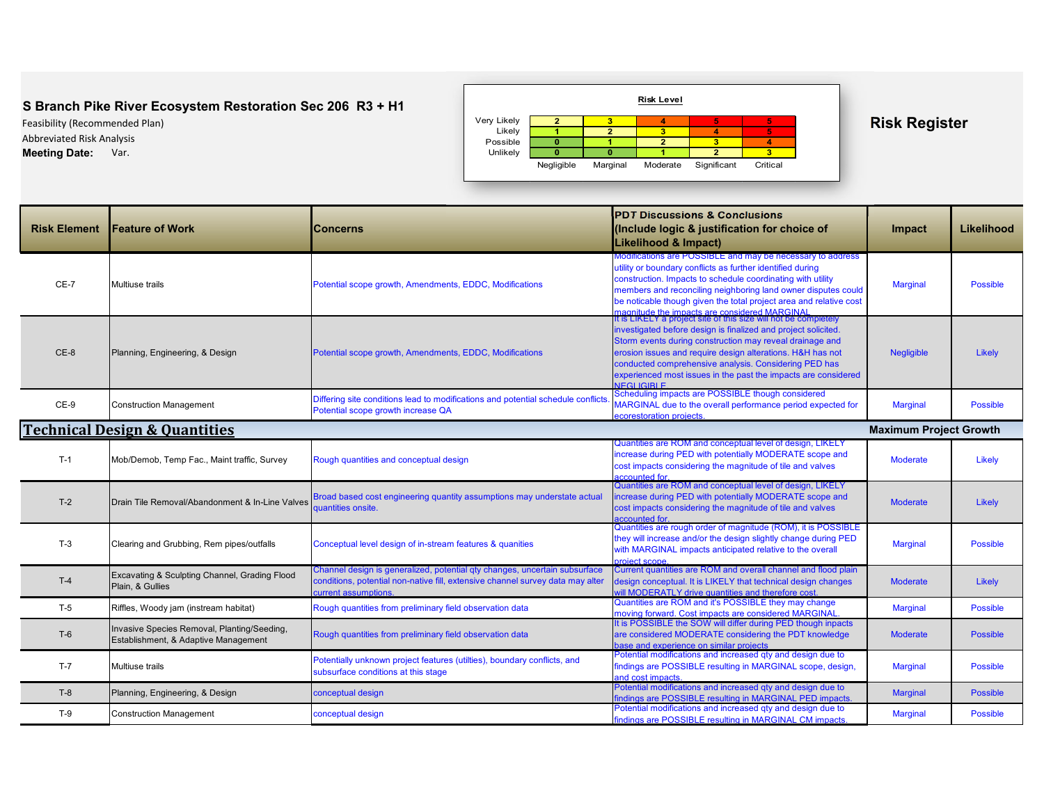**S Branch Pike River Ecosystem Restoration Sec 206 R3 + H1**

Feasibility (Recommended Plan)

Abbreviated Risk Analysis

**Meeting Date:** Var.

**Risk Level**

| | Negligible | Marginal | Moderate | Significant | Critical |
|---|---|---|---|---|---|
| Very Likely | 2 | 3 | 4 | 5 | 5 |
| Likely | 1 | 2 | 3 | 4 | 5 |
| Possible | 0 | 1 | 2 | 3 | 4 |
| Unlikely | 0 | 0 | 1 | 2 | 3 |

## Risk Register

| Risk Element | Feature of Work | Concerns | PDT Discussions & Conclusions (Include logic & justification for choice of Likelihood & Impact) | Impact | Likelihood |
|---|---|---|---|---|---|
| CE-7 | Multiuse trails | Potential scope growth, Amendments, EDDC, Modifications | Modifications are POSSIBLE and may be necessary to address utility or boundary conflicts as further identified during construction. Impacts to schedule coordinating with utility members and reconciling neighboring land owner disputes could be noticable though given the total project area and relative cost magnitude the impacts are considered MARGINAL. | Marginal | Possible |
| CE-8 | Planning, Engineering, & Design | Potential scope growth, Amendments, EDDC, Modifications | It is LIKELY a project site of this size will not be completely investigated before design is finalized and project solicited. Storm events during construction may reveal drainage and erosion issues and require design alterations. H&H has not conducted comprehensive analysis. Considering PED has experienced most issues in the past the impacts are considered NEGLIGIBLE. | Negligible | Likely |
| CE-9 | Construction Management | Differing site conditions lead to modifications and potential schedule conflicts. Potential scope growth increase QA | Scheduling impacts are POSSIBLE though considered MARGINAL due to the overall performance period expected for ecorestoration projects. | Marginal | Possible |
| **Technical Design & Quantities** | | | | **Maximum Project Growth** | |
| T-1 | Mob/Demob, Temp Fac., Maint traffic, Survey | Rough quantities and conceptual design | Quantities are ROM and conceptual level of design, LIKELY increase during PED with potentially MODERATE scope and cost impacts considering the magnitude of tile and valves accounted for. | Moderate | Likely |
| T-2 | Drain Tile Removal/Abandonment & In-Line Valves | Broad based cost engineering quantity assumptions may understate actual quantities onsite. | Quantities are ROM and conceptual level of design, LIKELY increase during PED with potentially MODERATE scope and cost impacts considering the magnitude of tile and valves accounted for. | Moderate | Likely |
| T-3 | Clearing and Grubbing, Rem pipes/outfalls | Conceptual level design of in-stream features & quanities | Quantities are rough order of magnitude (ROM), it is POSSIBLE they will increase and/or the design slightly change during PED with MARGINAL impacts anticipated relative to the overall project scope. | Marginal | Possible |
| T-4 | Excavating & Sculpting Channel, Grading Flood Plain, & Gullies | Channel design is generalized, potential qty changes, uncertain subsurface conditions, potential non-native fill, extensive channel survey data may alter current assumptions. | Current quantities are ROM and overall channel and flood plain design conceptual. It is LIKELY that technical design changes will MODERATLY drive quantities and therefore cost. | Moderate | Likely |
| T-5 | Riffles, Woody jam (instream habitat) | Rough quantities from preliminary field observation data | Quantities are ROM and it's POSSIBLE they may change moving forward. Cost impacts are considered MARGINAL. | Marginal | Possible |
| T-6 | Invasive Species Removal, Planting/Seeding, Establishment, & Adaptive Management | Rough quantities from preliminary field observation data | It is POSSIBLE the SOW will differ during PED though impacts are considered MODERATE considering the PDT knowledge base and experience on similar projects | Moderate | Possible |
| T-7 | Multiuse trails | Potentially unknown project features (utilities), boundary conflicts, and subsurface conditions at this stage | Potential modifications and increased qty and design due to findings are POSSIBLE resulting in MARGINAL scope, design, and cost impacts. | Marginal | Possible |
| T-8 | Planning, Engineering, & Design | conceptual design | Potential modifications and increased qty and design due to findings are POSSIBLE resulting in MARGINAL PED impacts. | Marginal | Possible |
| T-9 | Construction Management | conceptual design | Potential modifications and increased qty and design due to findings are POSSIBLE resulting in MARGINAL CM impacts. | Marginal | Possible |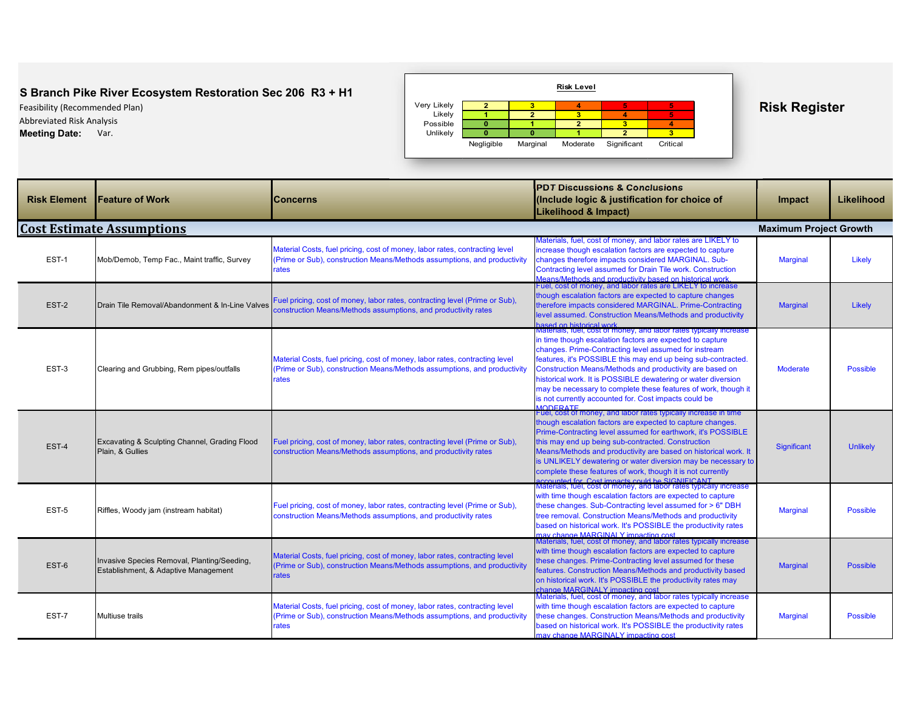**S Branch Pike River Ecosystem Restoration Sec 206 R3 + H1**

Feasibility (Recommended Plan)

Abbreviated Risk Analysis

**Meeting Date:** Var.

**Risk Level**

| | Negligible | Marginal | Moderate | Significant | Critical |
|---|---|---|---|---|---|
| Very Likely | 2 | 3 | 4 | 5 | 5 |
| Likely | 1 | 2 | 3 | 4 | 5 |
| Possible | 0 | 1 | 2 | 3 | 4 |
| Unlikely | 0 | 0 | 1 | 2 | 3 |

# Risk Register

| Risk Element | Feature of Work | Concerns | PDT Discussions & Conclusions (Include logic & justification for choice of Likelihood & Impact) | Impact | Likelihood |
|---|---|---|---|---|---|
| **Cost Estimate Assumptions** | | | | **Maximum Project Growth** | |
| EST-1 | Mob/Demob, Temp Fac., Maint traffic, Survey | Material Costs, fuel pricing, cost of money, labor rates, contracting level (Prime or Sub), construction Means/Methods assumptions, and productivity rates | Materials, fuel, cost of money, and labor rates are LIKELY to increase though escalation factors are expected to capture changes therefore impacts considered MARGINAL. Sub-Contracting level assumed for Drain Tile work. Construction Means/Methods and productivity based on historical work. | Marginal | Likely |
| EST-2 | Drain Tile Removal/Abandonment & In-Line Valves | Fuel pricing, cost of money, labor rates, contracting level (Prime or Sub), construction Means/Methods assumptions, and productivity rates | Fuel, cost of money, and labor rates are LIKELY to increase though escalation factors are expected to capture changes therefore impacts considered MARGINAL. Prime-Contracting level assumed. Construction Means/Methods and productivity based on historical work. | Marginal | Likely |
| EST-3 | Clearing and Grubbing, Rem pipes/outfalls | Material Costs, fuel pricing, cost of money, labor rates, contracting level (Prime or Sub), construction Means/Methods assumptions, and productivity rates | Materials, fuel, cost of money, and labor rates typically increase in time though escalation factors are expected to capture changes. Prime-Contracting level assumed for instream features, it's POSSIBLE this may end up being sub-contracted. Construction Means/Methods and productivity are based on historical work. It is POSSIBLE dewatering or water diversion may be necessary to complete these features of work, though it is not currently accounted for. Cost impacts could be MODERATE. | Moderate | Possible |
| EST-4 | Excavating & Sculpting Channel, Grading Flood Plain, & Gullies | Fuel pricing, cost of money, labor rates, contracting level (Prime or Sub), construction Means/Methods assumptions, and productivity rates | Fuel, cost of money, and labor rates typically increase in time though escalation factors are expected to capture changes. Prime-Contracting level assumed for earthwork, it's POSSIBLE this may end up being sub-contracted. Construction Means/Methods and productivity are based on historical work. It is UNLIKELY dewatering or water diversion may be necessary to complete these features of work, though it is not currently accounted for. Cost impacts could be SIGNIFICANT. | Significant | Unlikely |
| EST-5 | Riffles, Woody jam (instream habitat) | Fuel pricing, cost of money, labor rates, contracting level (Prime or Sub), construction Means/Methods assumptions, and productivity rates | Materials, fuel, cost of money, and labor rates typically increase with time though escalation factors are expected to capture these changes. Sub-Contracting level assumed for > 6" DBH tree removal. Construction Means/Methods and productivity based on historical work. It's POSSIBLE the productivity rates may change MARGINALY impacting cost. | Marginal | Possible |
| EST-6 | Invasive Species Removal, Planting/Seeding, Establishment, & Adaptive Management | Material Costs, fuel pricing, cost of money, labor rates, contracting level (Prime or Sub), construction Means/Methods assumptions, and productivity rates | Materials, fuel, cost of money, and labor rates typically increase with time though escalation factors are expected to capture these changes. Prime-Contracting level assumed for these features. Construction Means/Methods and productivity based on historical work. It's POSSIBLE the productivity rates may change MARGINALY impacting cost. | Marginal | Possible |
| EST-7 | Multiuse trails | Material Costs, fuel pricing, cost of money, labor rates, contracting level (Prime or Sub), construction Means/Methods assumptions, and productivity rates | Materials, fuel, cost of money, and labor rates typically increase with time though escalation factors are expected to capture these changes. Construction Means/Methods and productivity based on historical work. It's POSSIBLE the productivity rates may change MARGINALY impacting cost. | Marginal | Possible |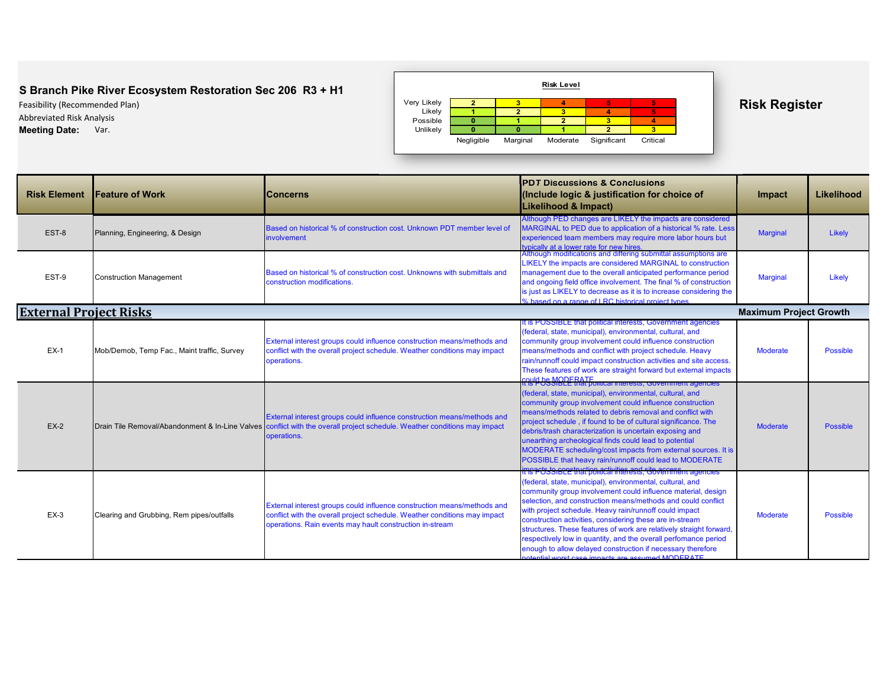**S Branch Pike River Ecosystem Restoration Sec 206 R3 + H1**

Feasibility (Recommended Plan)

Abbreviated Risk Analysis

**Meeting Date:** Var.

**Risk Level**

| | Negligible | Marginal | Moderate | Significant | Critical |
|---|---|---|---|---|---|
| Very Likely | 2 | 3 | 4 | 5 | 5 |
| Likely | 1 | 2 | 3 | 4 | 5 |
| Possible | 0 | 1 | 2 | 3 | 4 |
| Unlikely | 0 | 0 | 1 | 2 | 3 |

## Risk Register

| Risk Element | Feature of Work | Concerns | PDT Discussions & Conclusions (Include logic & justification for choice of Likelihood & Impact) | Impact | Likelihood |
|---|---|---|---|---|---|
| EST-8 | Planning, Engineering, & Design | Based on historical % of construction cost. Unknown PDT member level of involvement | Although PED changes are LIKELY the impacts are considered MARGINAL to PED due to application of a historical % rate. Less experienced team members may require more labor hours but typically at a lower rate for new hires. | Marginal | Likely |
| EST-9 | Construction Management | Based on historical % of construction cost. Unknowns with submittals and construction modifications. | Although modifications and differing submittal assumptions are LIKELY the impacts are considered MARGINAL to construction management due to the overall anticipated performance period and ongoing field office involvement. The final % of construction is just as LIKELY to decrease as it is to increase considering the % based on a range of LRC historical project types. | Marginal | Likely |
| **External Project Risks** | | | | **Maximum Project Growth** | |
| EX-1 | Mob/Demob, Temp Fac., Maint traffic, Survey | External interest groups could influence construction means/methods and conflict with the overall project schedule. Weather conditions may impact operations. | It is POSSIBLE that political interests, Government agencies (federal, state, municipal), environmental, cultural, and community group involvement could influence construction means/methods and conflict with project schedule. Heavy rain/runoff could impact construction activities and site access. These features of work are straight forward but external impacts could be MODERATE. | Moderate | Possible |
| EX-2 | Drain Tile Removal/Abandonment & In-Line Valves | External interest groups could influence construction means/methods and conflict with the overall project schedule. Weather conditions may impact operations. | It is POSSIBLE that political interests, Government agencies (federal, state, municipal), environmental, cultural, and community group involvement could influence construction means/methods related to debris removal and conflict with project schedule , if found to be of cultural significance. The debris/trash characterization is uncertain exposing and unearthing archeological finds could lead to potential MODERATE scheduling/cost impacts from external sources. It is POSSIBLE that heavy rain/runoff could lead to MODERATE impacts to construction activities and site access. | Moderate | Possible |
| EX-3 | Clearing and Grubbing, Rem pipes/outfalls | External interest groups could influence construction means/methods and conflict with the overall project schedule. Weather conditions may impact operations. Rain events may hault construction in-stream | It is POSSIBLE that political interests, Government agencies (federal, state, municipal), environmental, cultural, and community group involvement could influence material, design selection, and construction means/methods and could conflict with project schedule. Heavy rain/runoff could impact construction activities, considering these are in-stream structures. These features of work are relatively straight forward, respectively low in quantity, and the overall perfomance period enough to allow delayed construction if necessary therefore potential worst case impacts are assumed MODERATE. | Moderate | Possible |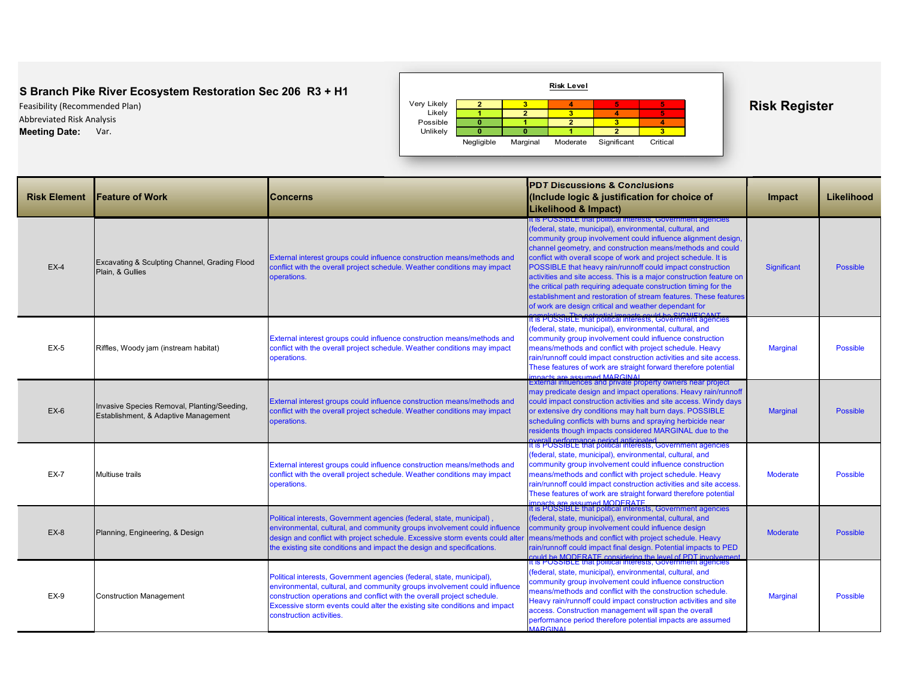**S Branch Pike River Ecosystem Restoration Sec 206 R3 + H1**

Feasibility (Recommended Plan)

Abbreviated Risk Analysis

**Meeting Date:** Var.

**Risk Level**

| | Negligible | Marginal | Moderate | Significant | Critical |
|---|---|---|---|---|---|
| Very Likely | 2 | 3 | 4 | 5 | 5 |
| Likely | 1 | 2 | 3 | 4 | 5 |
| Possible | 0 | 1 | 2 | 3 | 4 |
| Unlikely | 0 | 0 | 1 | 2 | 3 |

## Risk Register

| Risk Element | Feature of Work | Concerns | PDT Discussions & Conclusions (Include logic & justification for choice of Likelihood & Impact) | Impact | Likelihood |
|---|---|---|---|---|---|
| EX-4 | Excavating & Sculpting Channel, Grading Flood Plain, & Gullies | External interest groups could influence construction means/methods and conflict with the overall project schedule. Weather conditions may impact operations. | It is POSSIBLE that political interests, Government agencies (federal, state, municipal), environmental, cultural, and community group involvement could influence alignment design, channel geometry, and construction means/methods and could conflict with overall scope of work and project schedule. It is POSSIBLE that heavy rain/runoff could impact construction activities and site access. This is a major construction feature on the critical path requiring adequate construction timing for the establishment and restoration of stream features. These features of work are design critical and weather dependant for completion. The potential impacts could be SIGNIFICANT. | Significant | Possible |
| EX-5 | Riffles, Woody jam (instream habitat) | External interest groups could influence construction means/methods and conflict with the overall project schedule. Weather conditions may impact operations. | It is POSSIBLE that political interests, Government agencies (federal, state, municipal), environmental, cultural, and community group involvement could influence construction means/methods and conflict with project schedule. Heavy rain/runoff could impact construction activities and site access. These features of work are straight forward therefore potential impacts are assumed MARGINAL. | Marginal | Possible |
| EX-6 | Invasive Species Removal, Planting/Seeding, Establishment, & Adaptive Management | External interest groups could influence construction means/methods and conflict with the overall project schedule. Weather conditions may impact operations. | External influences and private property owners near project may predicate design and impact operations. Heavy rain/runoff could impact construction activities and site access. Windy days or extensive dry conditions may halt burn days. POSSIBLE scheduling conflicts with burns and spraying herbicide near residents though impacts considered MARGINAL due to the overall performance period anticipated. | Marginal | Possible |
| EX-7 | Multiuse trails | External interest groups could influence construction means/methods and conflict with the overall project schedule. Weather conditions may impact operations. | It is POSSIBLE that political interests, Government agencies (federal, state, municipal), environmental, cultural, and community group involvement could influence construction means/methods and conflict with project schedule. Heavy rain/runoff could impact construction activities and site access. These features of work are straight forward therefore potential impacts are assumed MODERATE. | Moderate | Possible |
| EX-8 | Planning, Engineering, & Design | Political interests, Government agencies (federal, state, municipal) , environmental, cultural, and community groups involvement could influence design and conflict with project schedule. Excessive storm events could alter the existing site conditions and impact the design and specifications. | It is POSSIBLE that political interests, Government agencies (federal, state, municipal), environmental, cultural, and community group involvement could influence design means/methods and conflict with project schedule. Heavy rain/runoff could impact final design. Potential impacts to PED could be MODERATE considering the level of PDT involvement. | Moderate | Possible |
| EX-9 | Construction Management | Political interests, Government agencies (federal, state, municipal), environmental, cultural, and community groups involvement could influence construction operations and conflict with the overall project schedule. Excessive storm events could alter the existing site conditions and impact construction activities. | It is POSSIBLE that political interests, Government agencies (federal, state, municipal), environmental, cultural, and community group involvement could influence construction means/methods and conflict with the construction schedule. Heavy rain/runoff could impact construction activities and site access. Construction management will span the overall performance period therefore potential impacts are assumed MARGINAL. | Marginal | Possible |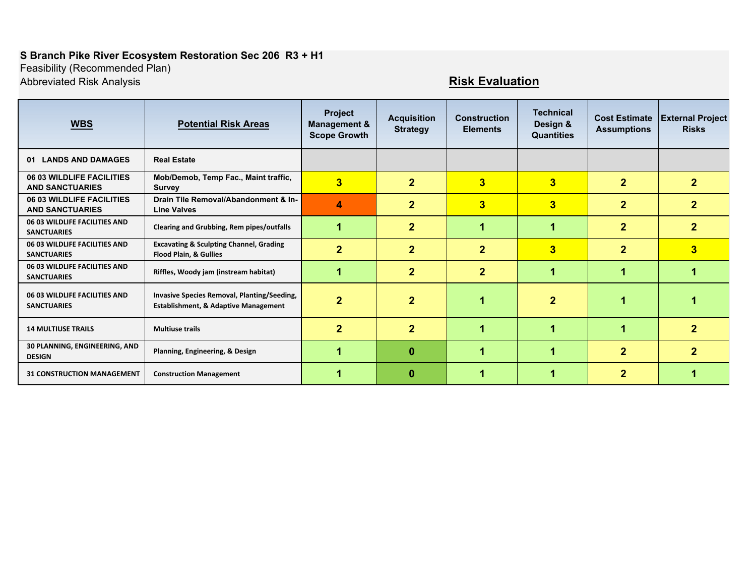**S Branch Pike River Ecosystem Restoration Sec 206 R3 + H1**

Feasibility (Recommended Plan)

Abbreviated Risk Analysis

## Risk Evaluation

| WBS | Potential Risk Areas | Project Management & Scope Growth | Acquisition Strategy | Construction Elements | Technical Design & Quantities | Cost Estimate Assumptions | External Project Risks |
|---|---|---|---|---|---|---|---|
| 01 LANDS AND DAMAGES | Real Estate | | | | | | |
| 06 03 WILDLIFE FACILITIES AND SANCTUARIES | Mob/Demob, Temp Fac., Maint traffic, Survey | 3 | 2 | 3 | 3 | 2 | 2 |
| 06 03 WILDLIFE FACILITIES AND SANCTUARIES | Drain Tile Removal/Abandonment & In-Line Valves | 4 | 2 | 3 | 3 | 2 | 2 |
| 06 03 WILDLIFE FACILITIES AND SANCTUARIES | Clearing and Grubbing, Rem pipes/outfalls | 1 | 2 | 1 | 1 | 2 | 2 |
| 06 03 WILDLIFE FACILITIES AND SANCTUARIES | Excavating & Sculpting Channel, Grading Flood Plain, & Gullies | 2 | 2 | 2 | 3 | 2 | 3 |
| 06 03 WILDLIFE FACILITIES AND SANCTUARIES | Riffles, Woody jam (instream habitat) | 1 | 2 | 2 | 1 | 1 | 1 |
| 06 03 WILDLIFE FACILITIES AND SANCTUARIES | Invasive Species Removal, Planting/Seeding, Establishment, & Adaptive Management | 2 | 2 | 1 | 2 | 1 | 1 |
| 14 MULTIUSE TRAILS | Multiuse trails | 2 | 2 | 1 | 1 | 1 | 2 |
| 30 PLANNING, ENGINEERING, AND DESIGN | Planning, Engineering, & Design | 1 | 0 | 1 | 1 | 2 | 2 |
| 31 CONSTRUCTION MANAGEMENT | Construction Management | 1 | 0 | 1 | 1 | 2 | 1 |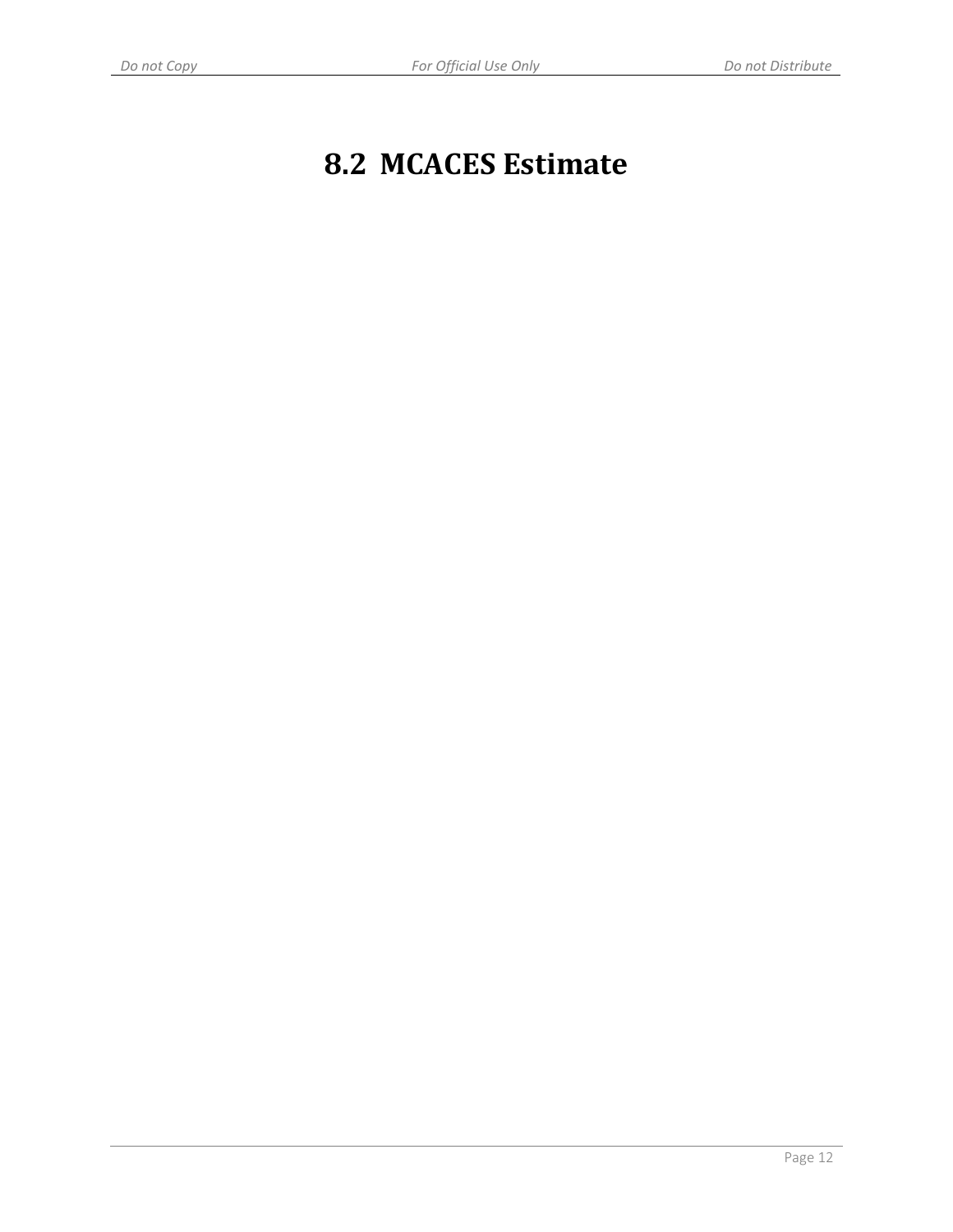# 8.2 MCACES Estimate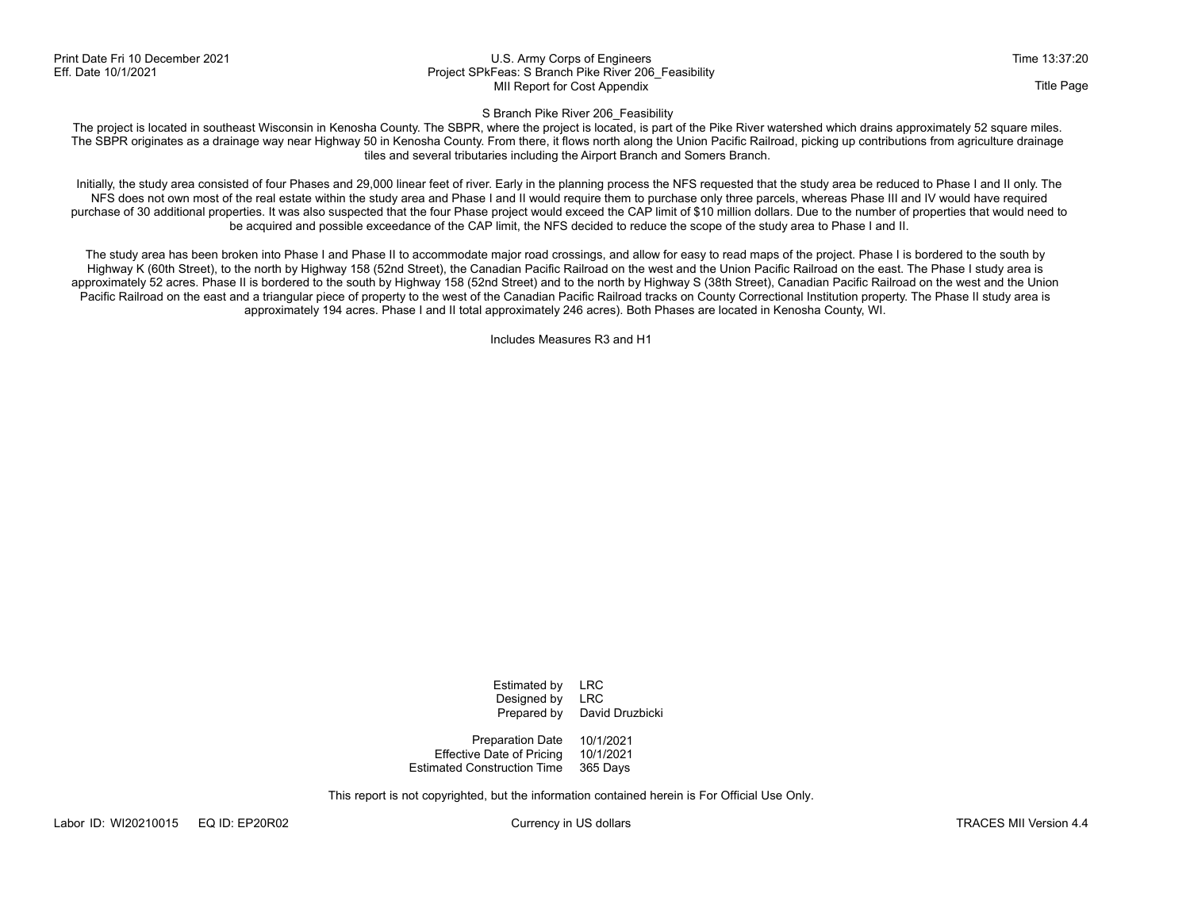# S Branch Pike River 206_Feasibility

The project is located in southeast Wisconsin in Kenosha County. The SBPR, where the project is located, is part of the Pike River watershed which drains approximately 52 square miles. The SBPR originates as a drainage way near Highway 50 in Kenosha County. From there, it flows north along the Union Pacific Railroad, picking up contributions from agriculture drainage tiles and several tributaries including the Airport Branch and Somers Branch.

Initially, the study area consisted of four Phases and 29,000 linear feet of river. Early in the planning process the NFS requested that the study area be reduced to Phase I and II only. The NFS does not own most of the real estate within the study area and Phase I and II would require them to purchase only three parcels, whereas Phase III and IV would have required purchase of 30 additional properties. It was also suspected that the four Phase project would exceed the CAP limit of $10 million dollars. Due to the number of properties that would need to be acquired and possible exceedance of the CAP limit, the NFS decided to reduce the scope of the study area to Phase I and II.

The study area has been broken into Phase I and Phase II to accommodate major road crossings, and allow for easy to read maps of the project. Phase I is bordered to the south by Highway K (60th Street), to the north by Highway 158 (52nd Street), the Canadian Pacific Railroad on the west and the Union Pacific Railroad on the east. The Phase I study area is approximately 52 acres. Phase II is bordered to the south by Highway 158 (52nd Street) and to the north by Highway S (38th Street), Canadian Pacific Railroad on the west and the Union Pacific Railroad on the east and a triangular piece of property to the west of the Canadian Pacific Railroad tracks on County Correctional Institution property. The Phase II study area is approximately 194 acres. Phase I and II total approximately 246 acres). Both Phases are located in Kenosha County, WI.

Includes Measures R3 and H1

| | |
|---|---|
| Estimated by | LRC |
| Designed by | LRC |
| Prepared by | David Druzbicki |
| Preparation Date | 10/1/2021 |
| Effective Date of Pricing | 10/1/2021 |
| Estimated Construction Time | 365 Days |

This report is not copyrighted, but the information contained herein is For Official Use Only.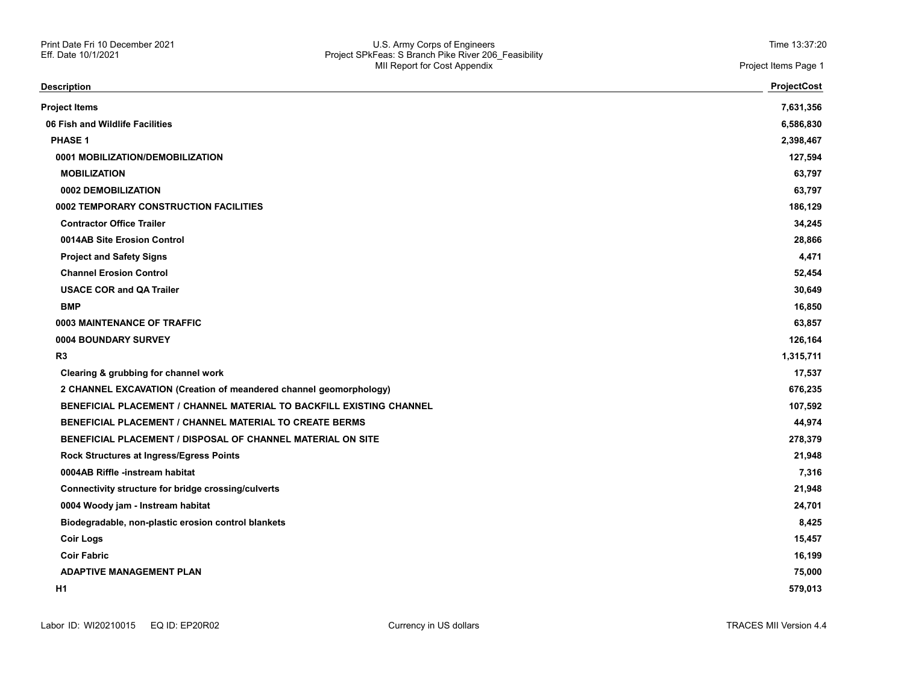| Description | ProjectCost |
|---|---|
| **Project Items** | **7,631,356** |
| **06 Fish and Wildlife Facilities** | **6,586,830** |
| **PHASE 1** | **2,398,467** |
| **0001 MOBILIZATION/DEMOBILIZATION** | **127,594** |
| **MOBILIZATION** | **63,797** |
| **0002 DEMOBILIZATION** | **63,797** |
| **0002 TEMPORARY CONSTRUCTION FACILITIES** | **186,129** |
| **Contractor Office Trailer** | **34,245** |
| **0014AB Site Erosion Control** | **28,866** |
| **Project and Safety Signs** | **4,471** |
| **Channel Erosion Control** | **52,454** |
| **USACE COR and QA Trailer** | **30,649** |
| **BMP** | **16,850** |
| **0003 MAINTENANCE OF TRAFFIC** | **63,857** |
| **0004 BOUNDARY SURVEY** | **126,164** |
| **R3** | **1,315,711** |
| **Clearing & grubbing for channel work** | **17,537** |
| **2 CHANNEL EXCAVATION (Creation of meandered channel geomorphology)** | **676,235** |
| **BENEFICIAL PLACEMENT / CHANNEL MATERIAL TO BACKFILL EXISTING CHANNEL** | **107,592** |
| **BENEFICIAL PLACEMENT / CHANNEL MATERIAL TO CREATE BERMS** | **44,974** |
| **BENEFICIAL PLACEMENT / DISPOSAL OF CHANNEL MATERIAL ON SITE** | **278,379** |
| **Rock Structures at Ingress/Egress Points** | **21,948** |
| **0004AB Riffle -instream habitat** | **7,316** |
| **Connectivity structure for bridge crossing/culverts** | **21,948** |
| **0004 Woody jam - Instream habitat** | **24,701** |
| **Biodegradable, non-plastic erosion control blankets** | **8,425** |
| **Coir Logs** | **15,457** |
| **Coir Fabric** | **16,199** |
| **ADAPTIVE MANAGEMENT PLAN** | **75,000** |
| **H1** | **579,013** |

Labor ID: WI20210015 EQ ID: EP20R02 Currency in US dollars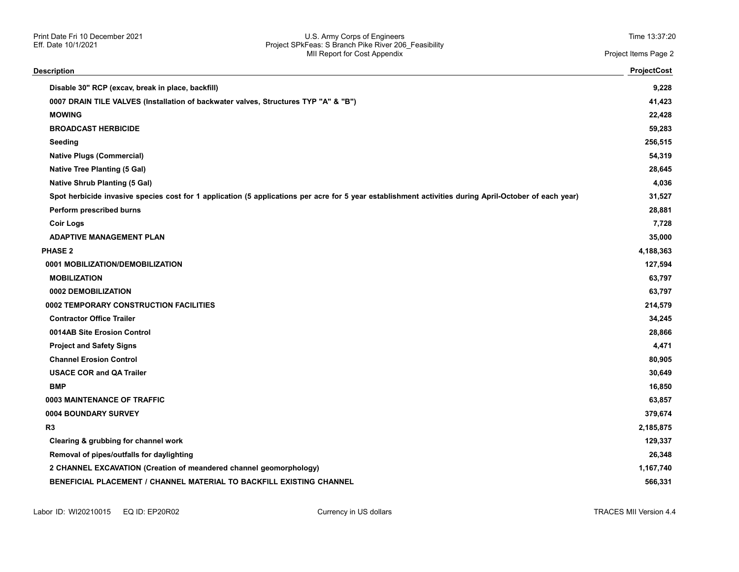| Description | ProjectCost |
|---|---|
| Disable 30" RCP (excav, break in place, backfill) | 9,228 |
| 0007 DRAIN TILE VALVES (Installation of backwater valves, Structures TYP "A" & "B") | 41,423 |
| MOWING | 22,428 |
| BROADCAST HERBICIDE | 59,283 |
| Seeding | 256,515 |
| Native Plugs (Commercial) | 54,319 |
| Native Tree Planting (5 Gal) | 28,645 |
| Native Shrub Planting (5 Gal) | 4,036 |
| Spot herbicide invasive species cost for 1 application (5 applications per acre for 5 year establishment activities during April-October of each year) | 31,527 |
| Perform prescribed burns | 28,881 |
| Coir Logs | 7,728 |
| ADAPTIVE MANAGEMENT PLAN | 35,000 |
| PHASE 2 | 4,188,363 |
| 0001 MOBILIZATION/DEMOBILIZATION | 127,594 |
| MOBILIZATION | 63,797 |
| 0002 DEMOBILIZATION | 63,797 |
| 0002 TEMPORARY CONSTRUCTION FACILITIES | 214,579 |
| Contractor Office Trailer | 34,245 |
| 0014AB Site Erosion Control | 28,866 |
| Project and Safety Signs | 4,471 |
| Channel Erosion Control | 80,905 |
| USACE COR and QA Trailer | 30,649 |
| BMP | 16,850 |
| 0003 MAINTENANCE OF TRAFFIC | 63,857 |
| 0004 BOUNDARY SURVEY | 379,674 |
| R3 | 2,185,875 |
| Clearing & grubbing for channel work | 129,337 |
| Removal of pipes/outfalls for daylighting | 26,348 |
| 2 CHANNEL EXCAVATION (Creation of meandered channel geomorphology) | 1,167,740 |
| BENEFICIAL PLACEMENT / CHANNEL MATERIAL TO BACKFILL EXISTING CHANNEL | 566,331 |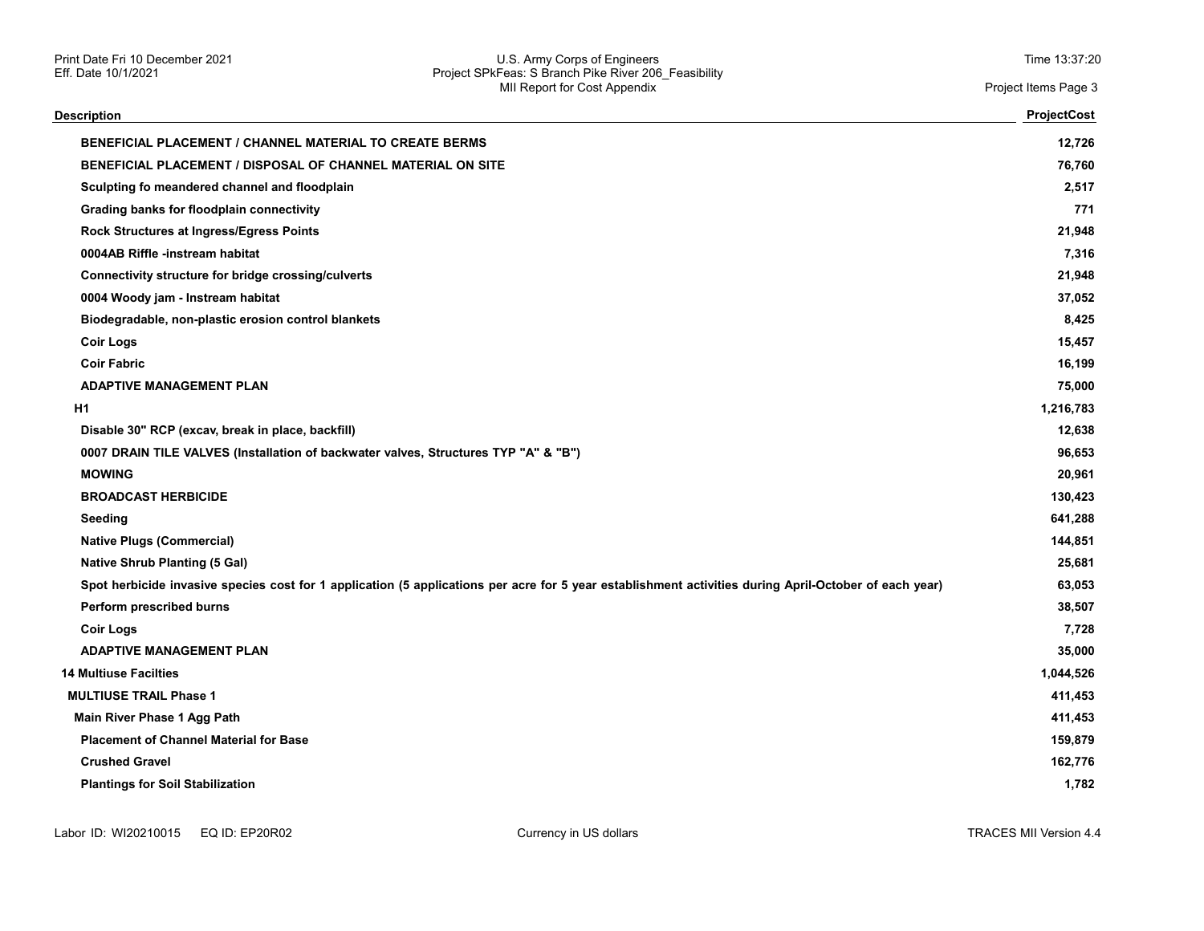| Description | ProjectCost |
|---|---|
| BENEFICIAL PLACEMENT / CHANNEL MATERIAL TO CREATE BERMS | 12,726 |
| BENEFICIAL PLACEMENT / DISPOSAL OF CHANNEL MATERIAL ON SITE | 76,760 |
| Sculpting fo meandered channel and floodplain | 2,517 |
| Grading banks for floodplain connectivity | 771 |
| Rock Structures at Ingress/Egress Points | 21,948 |
| 0004AB Riffle -instream habitat | 7,316 |
| Connectivity structure for bridge crossing/culverts | 21,948 |
| 0004 Woody jam - Instream habitat | 37,052 |
| Biodegradable, non-plastic erosion control blankets | 8,425 |
| Coir Logs | 15,457 |
| Coir Fabric | 16,199 |
| ADAPTIVE MANAGEMENT PLAN | 75,000 |
| H1 | 1,216,783 |
| Disable 30" RCP (excav, break in place, backfill) | 12,638 |
| 0007 DRAIN TILE VALVES (Installation of backwater valves, Structures TYP "A" & "B") | 96,653 |
| MOWING | 20,961 |
| BROADCAST HERBICIDE | 130,423 |
| Seeding | 641,288 |
| Native Plugs (Commercial) | 144,851 |
| Native Shrub Planting (5 Gal) | 25,681 |
| Spot herbicide invasive species cost for 1 application (5 applications per acre for 5 year establishment activities during April-October of each year) | 63,053 |
| Perform prescribed burns | 38,507 |
| Coir Logs | 7,728 |
| ADAPTIVE MANAGEMENT PLAN | 35,000 |
| 14 Multiuse Facilties | 1,044,526 |
| MULTIUSE TRAIL Phase 1 | 411,453 |
| Main River Phase 1 Agg Path | 411,453 |
| Placement of Channel Material for Base | 159,879 |
| Crushed Gravel | 162,776 |
| Plantings for Soil Stabilization | 1,782 |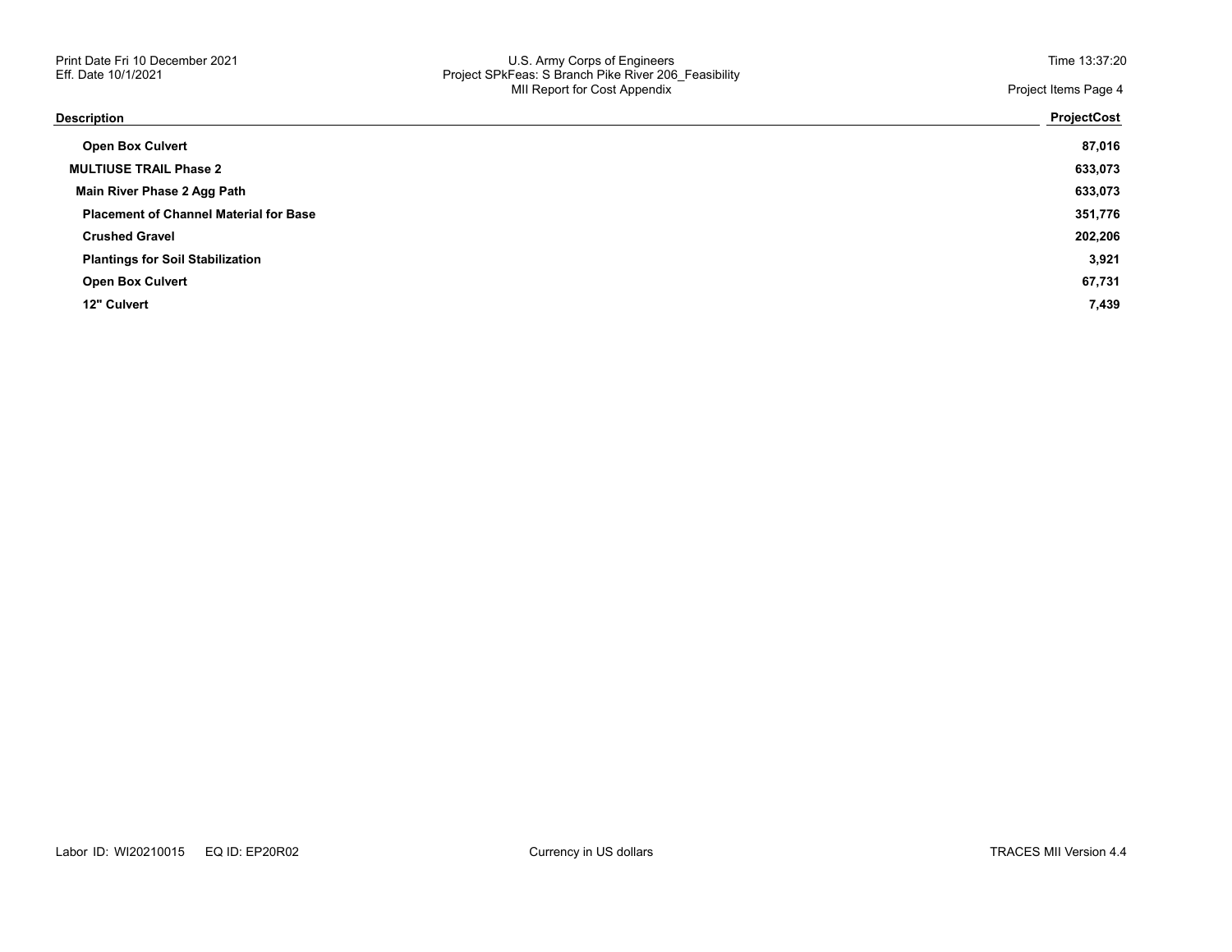| Description | ProjectCost |
|---|---|
| **Open Box Culvert** | **87,016** |
| **MULTIUSE TRAIL Phase 2** | **633,073** |
| **Main River Phase 2 Agg Path** | **633,073** |
| **Placement of Channel Material for Base** | **351,776** |
| **Crushed Gravel** | **202,206** |
| **Plantings for Soil Stabilization** | **3,921** |
| **Open Box Culvert** | **67,731** |
| **12" Culvert** | **7,439** |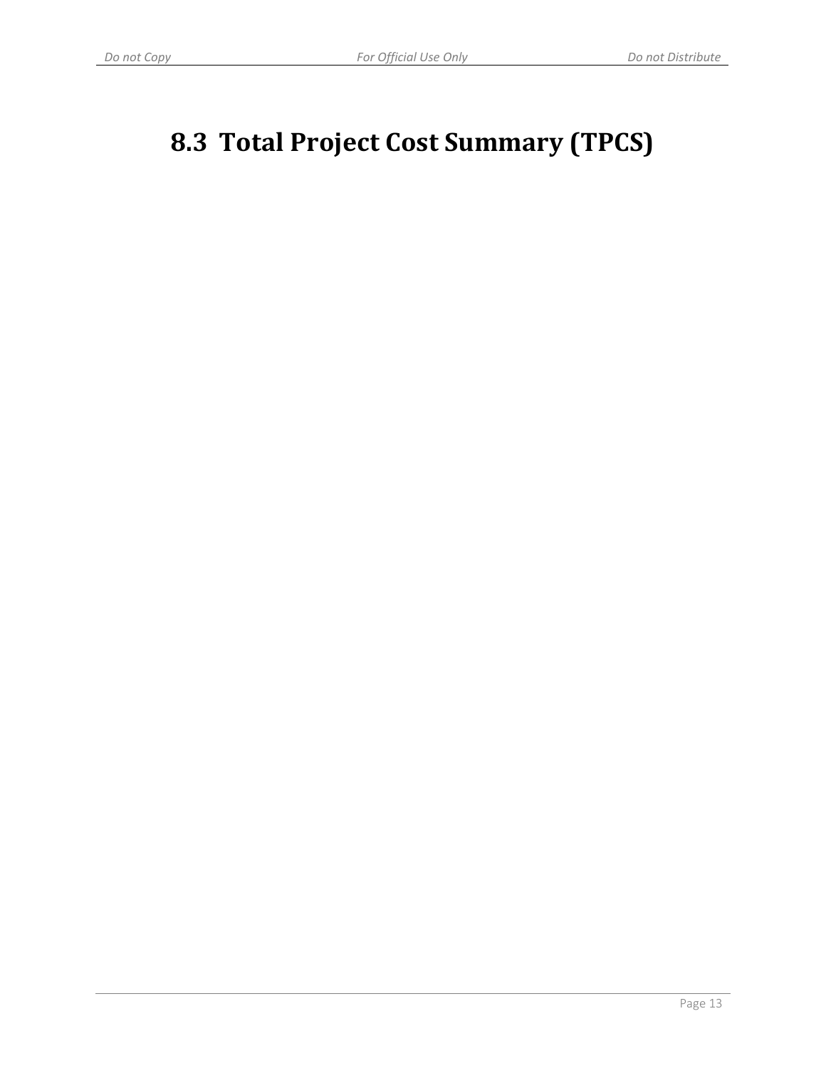# 8.3 Total Project Cost Summary (TPCS)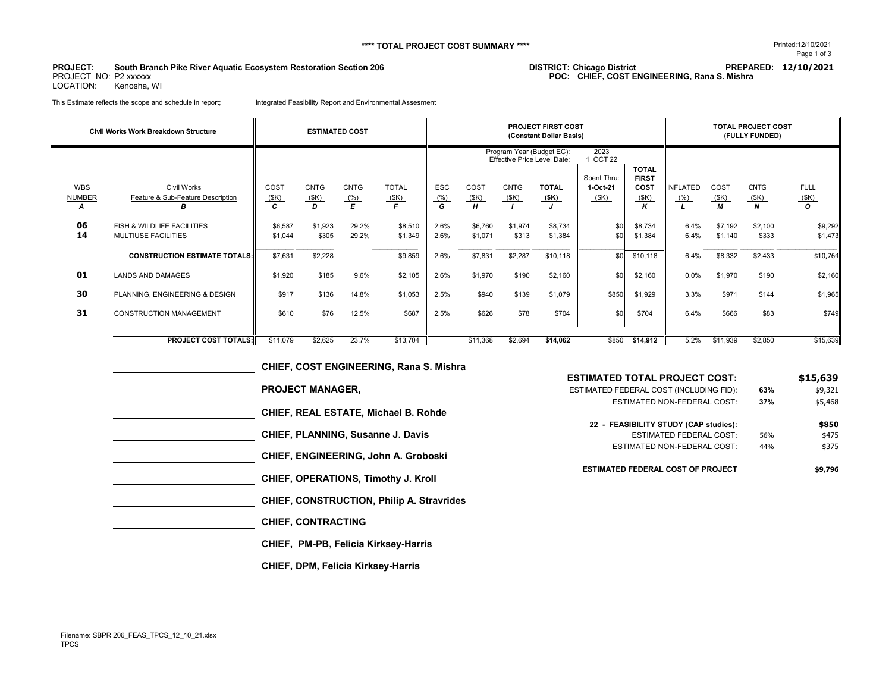# **** TOTAL PROJECT COST SUMMARY ****

Printed:12/10/2021

**PROJECT:** South Branch Pike River Aquatic Ecosystem Restoration Section 206
PROJECT NO: P2 xxxxxx
LOCATION: Kenosha, WI

**DISTRICT:** Chicago District
**POC:** CHIEF, COST ENGINEERING, Rana S. Mishra

**PREPARED:** 12/10/2021

This Estimate reflects the scope and schedule in report; Integrated Feasibility Report and Environmental Assesment

| Civil Works Work Breakdown Structure | | ESTIMATED COST | | | | PROJECT FIRST COST (Constant Dollar Basis) | | | | | | TOTAL PROJECT COST (FULLY FUNDED) | | | |
|---|---|---|---|---|---|---|---|---|---|---|---|---|---|---|---|
| | | | | | | Program Year (Budget EC): 2023 Effective Price Level Date: 1 OCT 22 | | | | | | | | | |
| WBS NUMBER A | Civil Works Feature & Sub-Feature Description B | COST ($K) C | CNTG ($K) D | CNTG (%) E | TOTAL ($K) F | ESC (%) G | COST ($K) H | CNTG ($K) I | TOTAL ($K) J | Spent Thru: 1-Oct-21 ($K) | TOTAL FIRST COST ($K) K | INFLATED (%) L | COST ($K) M | CNTG ($K) N | FULL ($K) O |
| 06 | FISH & WILDLIFE FACILITIES | $6,587 | $1,923 | 29.2% | $8,510 | 2.6% | $6,760 | $1,974 | $8,734 | $0 | $8,734 | 6.4% | $7,192 | $2,100 | $9,292 |
| 14 | MULTIUSE FACILITIES | $1,044 | $305 | 29.2% | $1,349 | 2.6% | $1,071 | $313 | $1,384 | $0 | $1,384 | 6.4% | $1,140 | $333 | $1,473 |
| | **CONSTRUCTION ESTIMATE TOTALS:** | $7,631 | $2,228 | | $9,859 | 2.6% | $7,831 | $2,287 | $10,118 | $0 | $10,118 | 6.4% | $8,332 | $2,433 | $10,764 |
| 01 | LANDS AND DAMAGES | $1,920 | $185 | 9.6% | $2,105 | 2.6% | $1,970 | $190 | $2,160 | $0 | $2,160 | 0.0% | $1,970 | $190 | $2,160 |
| 30 | PLANNING, ENGINEERING & DESIGN | $917 | $136 | 14.8% | $1,053 | 2.5% | $940 | $139 | $1,079 | $850 | $1,929 | 3.3% | $971 | $144 | $1,965 |
| 31 | CONSTRUCTION MANAGEMENT | $610 | $76 | 12.5% | $687 | 2.5% | $626 | $78 | $704 | $0 | $704 | 6.4% | $666 | $83 | $749 |
| | **PROJECT COST TOTALS:** | $11,079 | $2,625 | 23.7% | $13,704 | | $11,368 | $2,694 | **$14,062** | $850 | **$14,912** | 5.2% | $11,939 | $2,850 | $15,639 |

**CHIEF, COST ENGINEERING, Rana S. Mishra**

**PROJECT MANAGER,**

**CHIEF, REAL ESTATE, Michael B. Rohde**

**CHIEF, PLANNING, Susanne J. Davis**

**CHIEF, ENGINEERING, John A. Groboski**

**CHIEF, OPERATIONS, Timothy J. Kroll**

**CHIEF, CONSTRUCTION, Philip A. Stavrides**

**CHIEF, CONTRACTING**

**CHIEF, PM-PB, Felicia Kirksey-Harris**

**CHIEF, DPM, Felicia Kirksey-Harris**

| | | |
|---|---|---|
| **ESTIMATED TOTAL PROJECT COST:** | | **$15,639** |
| ESTIMATED FEDERAL COST (INCLUDING FID): | **63%** | $9,321 |
| ESTIMATED NON-FEDERAL COST: | **37%** | $5,468 |
| **22 - FEASIBILITY STUDY (CAP studies):** | | **$850** |
| ESTIMATED FEDERAL COST: | 56% | $475 |
| ESTIMATED NON-FEDERAL COST: | 44% | $375 |
| **ESTIMATED FEDERAL COST OF PROJECT** | | **$9,796** |

Filename: SBPR 206_FEAS_TPCS_12_10_21.xlsx
TPCS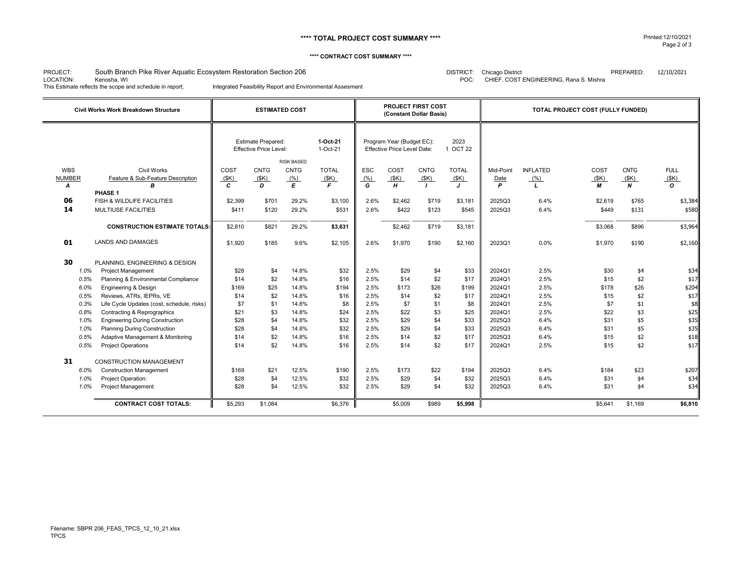**\*\*\*\* TOTAL PROJECT COST SUMMARY \*\*\*\***

Printed:12/10/2021

**\*\*\*\* CONTRACT COST SUMMARY \*\*\*\***

PROJECT: South Branch Pike River Aquatic Ecosystem Restoration Section 206
LOCATION: Kenosha, WI
This Estimate reflects the scope and schedule in report; Integrated Feasibility Report and Environmental Assesment

DISTRICT: Chicago District
POC: CHIEF, COST ENGINEERING, Rana S. Mishra
PREPARED: 12/10/2021

| Civil Works Work Breakdown Structure | | | ESTIMATED COST | | | | PROJECT FIRST COST (Constant Dollar Basis) | | | | TOTAL PROJECT COST (FULLY FUNDED) | | | | |
|---|---|---|---|---|---|---|---|---|---|---|---|---|---|---|---|
| | | | Estimate Prepared: Effective Price Level: | | | 1-Oct-21 1-Oct-21 | Program Year (Budget EC): Effective Price Level Date: | | | 2023 1 OCT 22 | | | | | |
| WBS NUMBER | | Civil Works Feature & Sub-Feature Description | COST ($K) | CNTG ($K) | RISK BASED CNTG (%) | TOTAL ($K) | ESC (%) | COST ($K) | CNTG ($K) | TOTAL ($K) | Mid-Point Date | INFLATED (%) | COST ($K) | CNTG ($K) | FULL ($K) |
| *A* | | *B* | *C* | *D* | *E* | *F* | *G* | *H* | *I* | *J* | *P* | *L* | *M* | *N* | *O* |
| | | **PHASE 1** | | | | | | | | | | | | | |
| **06** | | FISH & WILDLIFE FACILITIES | $2,399 | $701 | 29.2% | $3,100 | 2.6% | $2,462 | $719 | $3,181 | 2025Q3 | 6.4% | $2,619 | $765 | $3,384 |
| **14** | | MULTIUSE FACILITIES | $411 | $120 | 29.2% | $531 | 2.6% | $422 | $123 | $545 | 2025Q3 | 6.4% | $449 | $131 | $580 |
| | | **CONSTRUCTION ESTIMATE TOTALS:** | $2,810 | $821 | 29.2% | **$3,631** | | $2,462 | $719 | $3,181 | | | $3,068 | $896 | $3,964 |
| **01** | | LANDS AND DAMAGES | $1,920 | $185 | 9.6% | $2,105 | 2.6% | $1,970 | $190 | $2,160 | 2023Q1 | 0.0% | $1,970 | $190 | $2,160 |
| **30** | | PLANNING, ENGINEERING & DESIGN | | | | | | | | | | | | | |
| | *1.0%* | Project Management | $28 | $4 | 14.8% | $32 | 2.5% | $29 | $4 | $33 | 2024Q1 | 2.5% | $30 | $4 | $34 |
| | *0.5%* | Planning & Environmental Compliance | $14 | $2 | 14.8% | $16 | 2.5% | $14 | $2 | $17 | 2024Q1 | 2.5% | $15 | $2 | $17 |
| | *6.0%* | Engineering & Design | $169 | $25 | 14.8% | $194 | 2.5% | $173 | $26 | $199 | 2024Q1 | 2.5% | $178 | $26 | $204 |
| | *0.5%* | Reviews, ATRs, IEPRs, VE | $14 | $2 | 14.8% | $16 | 2.5% | $14 | $2 | $17 | 2024Q1 | 2.5% | $15 | $2 | $17 |
| | *0.3%* | Life Cycle Updates (cost, schedule, risks) | $7 | $1 | 14.8% | $8 | 2.5% | $7 | $1 | $8 | 2024Q1 | 2.5% | $7 | $1 | $8 |
| | *0.8%* | Contracting & Reprographics | $21 | $3 | 14.8% | $24 | 2.5% | $22 | $3 | $25 | 2024Q1 | 2.5% | $22 | $3 | $25 |
| | *1.0%* | Engineering During Construction | $28 | $4 | 14.8% | $32 | 2.5% | $29 | $4 | $33 | 2025Q3 | 6.4% | $31 | $5 | $35 |
| | *1.0%* | Planning During Construction | $28 | $4 | 14.8% | $32 | 2.5% | $29 | $4 | $33 | 2025Q3 | 6.4% | $31 | $5 | $35 |
| | *0.5%* | Adaptive Management & Monitoring | $14 | $2 | 14.8% | $16 | 2.5% | $14 | $2 | $17 | 2025Q3 | 6.4% | $15 | $2 | $18 |
| | *0.5%* | Project Operations | $14 | $2 | 14.8% | $16 | 2.5% | $14 | $2 | $17 | 2024Q1 | 2.5% | $15 | $2 | $17 |
| **31** | | CONSTRUCTION MANAGEMENT | | | | | | | | | | | | | |
| | *6.0%* | Construction Management | $169 | $21 | 12.5% | $190 | 2.5% | $173 | $22 | $194 | 2025Q3 | 6.4% | $184 | $23 | $207 |
| | *1.0%* | Project Operation: | $28 | $4 | 12.5% | $32 | 2.5% | $29 | $4 | $32 | 2025Q3 | 6.4% | $31 | $4 | $34 |
| | *1.0%* | Project Management | $28 | $4 | 12.5% | $32 | 2.5% | $29 | $4 | $32 | 2025Q3 | 6.4% | $31 | $4 | $34 |
| | | **CONTRACT COST TOTALS:** | $5,293 | $1,084 | | $6,376 | | $5,009 | $989 | **$5,998** | | | $5,641 | $1,169 | **$6,810** |

Filename: SBPR 206_FEAS_TPCS_12_10_21.xlsx
TPCS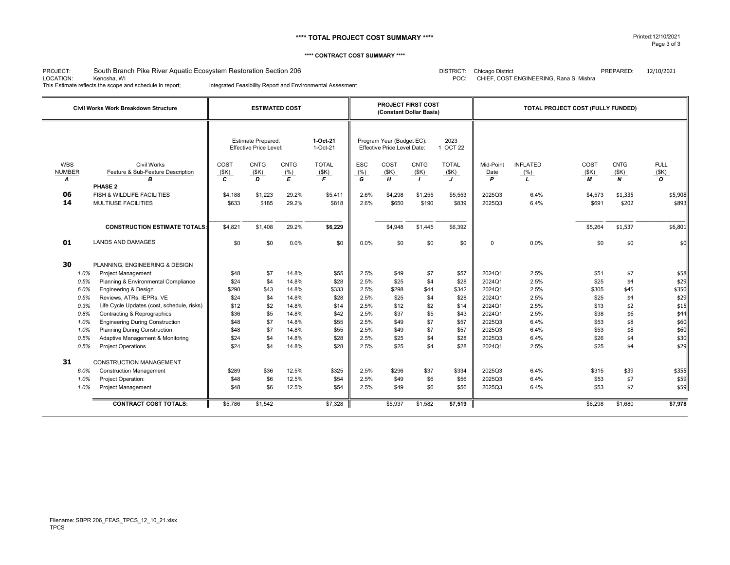**** TOTAL PROJECT COST SUMMARY ****

**** CONTRACT COST SUMMARY ****

PROJECT: South Branch Pike River Aquatic Ecosystem Restoration Section 206
LOCATION: Kenosha, WI
This Estimate reflects the scope and schedule in report; Integrated Feasibility Report and Environmental Assesment

DISTRICT: Chicago District
POC: CHIEF, COST ENGINEERING, Rana S. Mishra

PREPARED: 12/10/2021

| Civil Works Work Breakdown Structure | | | ESTIMATED COST | | | | PROJECT FIRST COST (Constant Dollar Basis) | | | | TOTAL PROJECT COST (FULLY FUNDED) | | | | |
|---|---|---|---|---|---|---|---|---|---|---|---|---|---|---|---|
| | | | Estimate Prepared: Effective Price Level: | | | 1-Oct-21 1-Oct-21 | Program Year (Budget EC): Effective Price Level Date: | | | 2023 1 OCT 22 | | | | | |
| WBS NUMBER | | Civil Works Feature & Sub-Feature Description | COST ($K) | CNTG ($K) | CNTG (%) | TOTAL ($K) | ESC (%) | COST ($K) | CNTG ($K) | TOTAL ($K) | Mid-Point Date | INFLATED (%) | COST ($K) | CNTG ($K) | FULL ($K) |
| *A* | | *B* | *C* | *D* | *E* | *F* | *G* | *H* | *I* | *J* | *P* | *L* | *M* | *N* | *O* |
| | | **PHASE 2** | | | | | | | | | | | | | |
| **06** | | FISH & WILDLIFE FACILITIES | $4,188 | $1,223 | 29.2% | $5,411 | 2.6% | $4,298 | $1,255 | $5,553 | 2025Q3 | 6.4% | $4,573 | $1,335 | $5,908 |
| **14** | | MULTIUSE FACILITIES | $633 | $185 | 29.2% | $818 | 2.6% | $650 | $190 | $839 | 2025Q3 | 6.4% | $691 | $202 | $893 |
| | | **CONSTRUCTION ESTIMATE TOTALS:** | $4,821 | $1,408 | 29.2% | **$6,229** | | $4,948 | $1,445 | $6,392 | | | $5,264 | $1,537 | $6,801 |
| **01** | | LANDS AND DAMAGES | $0 | $0 | 0.0% | $0 | 0.0% | $0 | $0 | $0 | 0 | 0.0% | $0 | $0 | $0 |
| **30** | | PLANNING, ENGINEERING & DESIGN | | | | | | | | | | | | | |
| | *1.0%* | Project Management | $48 | $7 | 14.8% | $55 | 2.5% | $49 | $7 | $57 | 2024Q1 | 2.5% | $51 | $7 | $58 |
| | *0.5%* | Planning & Environmental Compliance | $24 | $4 | 14.8% | $28 | 2.5% | $25 | $4 | $28 | 2024Q1 | 2.5% | $25 | $4 | $29 |
| | *6.0%* | Engineering & Design | $290 | $43 | 14.8% | $333 | 2.5% | $298 | $44 | $342 | 2024Q1 | 2.5% | $305 | $45 | $350 |
| | *0.5%* | Reviews, ATRs, IEPRs, VE | $24 | $4 | 14.8% | $28 | 2.5% | $25 | $4 | $28 | 2024Q1 | 2.5% | $25 | $4 | $29 |
| | *0.3%* | Life Cycle Updates (cost, schedule, risks) | $12 | $2 | 14.8% | $14 | 2.5% | $12 | $2 | $14 | 2024Q1 | 2.5% | $13 | $2 | $15 |
| | *0.8%* | Contracting & Reprographics | $36 | $5 | 14.8% | $42 | 2.5% | $37 | $5 | $43 | 2024Q1 | 2.5% | $38 | $6 | $44 |
| | *1.0%* | Engineering During Construction | $48 | $7 | 14.8% | $55 | 2.5% | $49 | $7 | $57 | 2025Q3 | 6.4% | $53 | $8 | $60 |
| | *1.0%* | Planning During Construction | $48 | $7 | 14.8% | $55 | 2.5% | $49 | $7 | $57 | 2025Q3 | 6.4% | $53 | $8 | $60 |
| | *0.5%* | Adaptive Management & Monitoring | $24 | $4 | 14.8% | $28 | 2.5% | $25 | $4 | $28 | 2025Q3 | 6.4% | $26 | $4 | $30 |
| | *0.5%* | Project Operations | $24 | $4 | 14.8% | $28 | 2.5% | $25 | $4 | $28 | 2024Q1 | 2.5% | $25 | $4 | $29 |
| **31** | | CONSTRUCTION MANAGEMENT | | | | | | | | | | | | | |
| | *6.0%* | Construction Management | $289 | $36 | 12.5% | $325 | 2.5% | $296 | $37 | $334 | 2025Q3 | 6.4% | $315 | $39 | $355 |
| | *1.0%* | Project Operation: | $48 | $6 | 12.5% | $54 | 2.5% | $49 | $6 | $56 | 2025Q3 | 6.4% | $53 | $7 | $59 |
| | *1.0%* | Project Management | $48 | $6 | 12.5% | $54 | 2.5% | $49 | $6 | $56 | 2025Q3 | 6.4% | $53 | $7 | $59 |
| | | **CONTRACT COST TOTALS:** | $5,786 | $1,542 | | $7,328 | | $5,937 | $1,582 | **$7,519** | | | $6,298 | $1,680 | **$7,978** |

Filename: SBPR 206_FEAS_TPCS_12_10_21.xlsx
TPCS